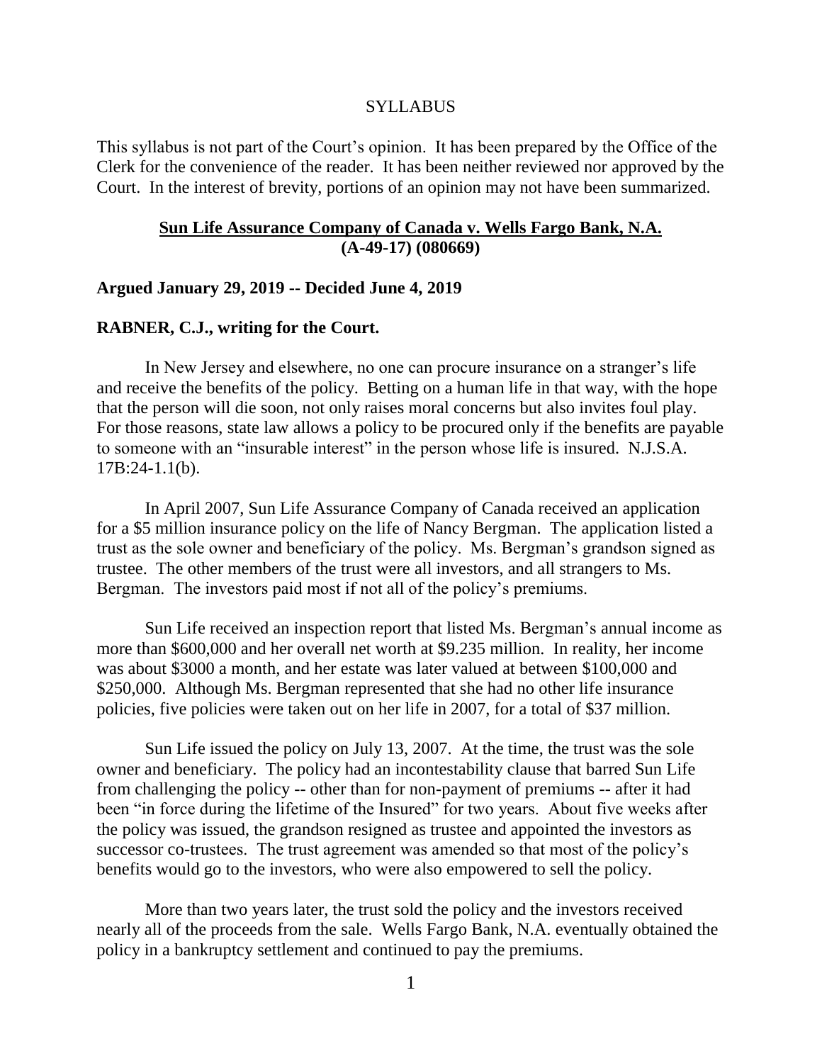SYLLABUS

This syllabus is not part of the Court's opinion. It has been prepared by the Office of the Clerk for the convenience of the reader. It has been neither reviewed nor approved by the Court. In the interest of brevity, portions of an opinion may not have been summarized.

**Sun Life Assurance Company of Canada v. Wells Fargo Bank, N.A. (A-49-17) (080669)**

**Argued January 29, 2019 -- Decided June 4, 2019**

**RABNER, C.J., writing for the Court.**

In New Jersey and elsewhere, no one can procure insurance on a stranger's life and receive the benefits of the policy. Betting on a human life in that way, with the hope that the person will die soon, not only raises moral concerns but also invites foul play. For those reasons, state law allows a policy to be procured only if the benefits are payable to someone with an "insurable interest" in the person whose life is insured. N.J.S.A. 17B:24-1.1(b).

In April 2007, Sun Life Assurance Company of Canada received an application for a $5 million insurance policy on the life of Nancy Bergman. The application listed a trust as the sole owner and beneficiary of the policy. Ms. Bergman's grandson signed as trustee. The other members of the trust were all investors, and all strangers to Ms. Bergman. The investors paid most if not all of the policy's premiums.

Sun Life received an inspection report that listed Ms. Bergman's annual income as more than $600,000 and her overall net worth at $9.235 million. In reality, her income was about $3000 a month, and her estate was later valued at between $100,000 and $250,000. Although Ms. Bergman represented that she had no other life insurance policies, five policies were taken out on her life in 2007, for a total of $37 million.

Sun Life issued the policy on July 13, 2007. At the time, the trust was the sole owner and beneficiary. The policy had an incontestability clause that barred Sun Life from challenging the policy -- other than for non-payment of premiums -- after it had been "in force during the lifetime of the Insured" for two years. About five weeks after the policy was issued, the grandson resigned as trustee and appointed the investors as successor co-trustees. The trust agreement was amended so that most of the policy's benefits would go to the investors, who were also empowered to sell the policy.

More than two years later, the trust sold the policy and the investors received nearly all of the proceeds from the sale. Wells Fargo Bank, N.A. eventually obtained the policy in a bankruptcy settlement and continued to pay the premiums.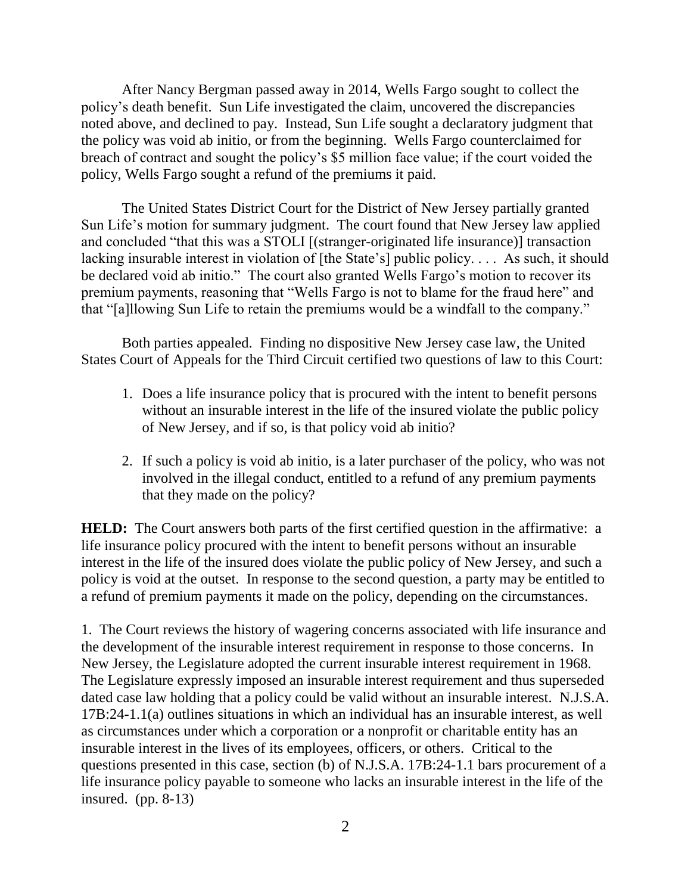After Nancy Bergman passed away in 2014, Wells Fargo sought to collect the policy's death benefit. Sun Life investigated the claim, uncovered the discrepancies noted above, and declined to pay. Instead, Sun Life sought a declaratory judgment that the policy was void ab initio, or from the beginning. Wells Fargo counterclaimed for breach of contract and sought the policy's $5 million face value; if the court voided the policy, Wells Fargo sought a refund of the premiums it paid.

The United States District Court for the District of New Jersey partially granted Sun Life's motion for summary judgment. The court found that New Jersey law applied and concluded "that this was a STOLI [(stranger-originated life insurance)] transaction lacking insurable interest in violation of [the State's] public policy. . . . As such, it should be declared void ab initio." The court also granted Wells Fargo's motion to recover its premium payments, reasoning that "Wells Fargo is not to blame for the fraud here" and that "[a]llowing Sun Life to retain the premiums would be a windfall to the company."

Both parties appealed. Finding no dispositive New Jersey case law, the United States Court of Appeals for the Third Circuit certified two questions of law to this Court:

1. Does a life insurance policy that is procured with the intent to benefit persons without an insurable interest in the life of the insured violate the public policy of New Jersey, and if so, is that policy void ab initio?

2. If such a policy is void ab initio, is a later purchaser of the policy, who was not involved in the illegal conduct, entitled to a refund of any premium payments that they made on the policy?

**HELD:** The Court answers both parts of the first certified question in the affirmative: a life insurance policy procured with the intent to benefit persons without an insurable interest in the life of the insured does violate the public policy of New Jersey, and such a policy is void at the outset. In response to the second question, a party may be entitled to a refund of premium payments it made on the policy, depending on the circumstances.

1. The Court reviews the history of wagering concerns associated with life insurance and the development of the insurable interest requirement in response to those concerns. In New Jersey, the Legislature adopted the current insurable interest requirement in 1968. The Legislature expressly imposed an insurable interest requirement and thus superseded dated case law holding that a policy could be valid without an insurable interest. N.J.S.A. 17B:24-1.1(a) outlines situations in which an individual has an insurable interest, as well as circumstances under which a corporation or a nonprofit or charitable entity has an insurable interest in the lives of its employees, officers, or others. Critical to the questions presented in this case, section (b) of N.J.S.A. 17B:24-1.1 bars procurement of a life insurance policy payable to someone who lacks an insurable interest in the life of the insured. (pp. 8-13)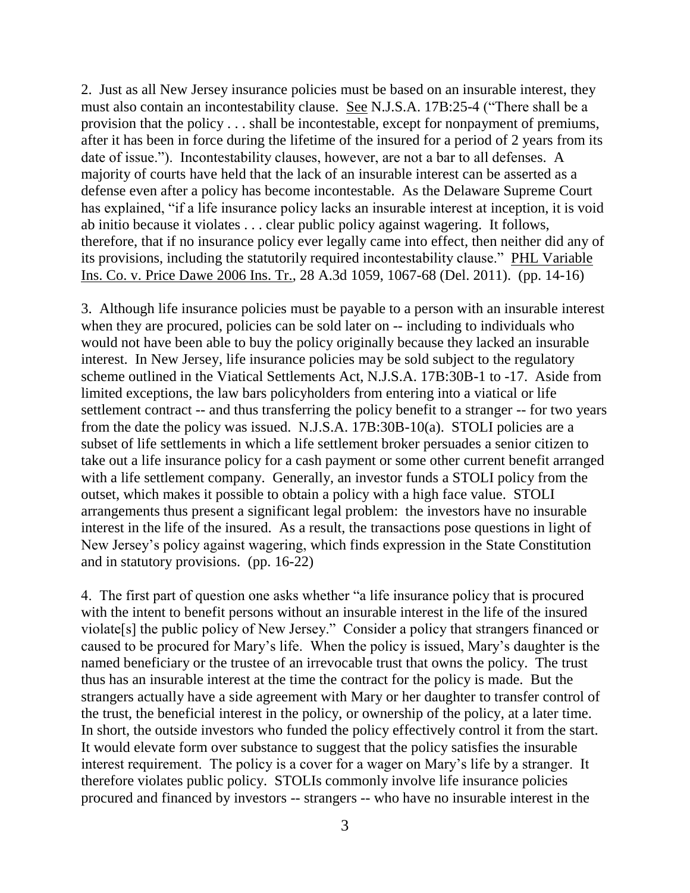2. Just as all New Jersey insurance policies must be based on an insurable interest, they must also contain an incontestability clause. See N.J.S.A. 17B:25-4 ("There shall be a provision that the policy . . . shall be incontestable, except for nonpayment of premiums, after it has been in force during the lifetime of the insured for a period of 2 years from its date of issue."). Incontestability clauses, however, are not a bar to all defenses. A majority of courts have held that the lack of an insurable interest can be asserted as a defense even after a policy has become incontestable. As the Delaware Supreme Court has explained, "if a life insurance policy lacks an insurable interest at inception, it is void ab initio because it violates . . . clear public policy against wagering. It follows, therefore, that if no insurance policy ever legally came into effect, then neither did any of its provisions, including the statutorily required incontestability clause." PHL Variable Ins. Co. v. Price Dawe 2006 Ins. Tr., 28 A.3d 1059, 1067-68 (Del. 2011). (pp. 14-16)

3. Although life insurance policies must be payable to a person with an insurable interest when they are procured, policies can be sold later on -- including to individuals who would not have been able to buy the policy originally because they lacked an insurable interest. In New Jersey, life insurance policies may be sold subject to the regulatory scheme outlined in the Viatical Settlements Act, N.J.S.A. 17B:30B-1 to -17. Aside from limited exceptions, the law bars policyholders from entering into a viatical or life settlement contract -- and thus transferring the policy benefit to a stranger -- for two years from the date the policy was issued. N.J.S.A. 17B:30B-10(a). STOLI policies are a subset of life settlements in which a life settlement broker persuades a senior citizen to take out a life insurance policy for a cash payment or some other current benefit arranged with a life settlement company. Generally, an investor funds a STOLI policy from the outset, which makes it possible to obtain a policy with a high face value. STOLI arrangements thus present a significant legal problem: the investors have no insurable interest in the life of the insured. As a result, the transactions pose questions in light of New Jersey's policy against wagering, which finds expression in the State Constitution and in statutory provisions. (pp. 16-22)

4. The first part of question one asks whether "a life insurance policy that is procured with the intent to benefit persons without an insurable interest in the life of the insured violate[s] the public policy of New Jersey." Consider a policy that strangers financed or caused to be procured for Mary's life. When the policy is issued, Mary's daughter is the named beneficiary or the trustee of an irrevocable trust that owns the policy. The trust thus has an insurable interest at the time the contract for the policy is made. But the strangers actually have a side agreement with Mary or her daughter to transfer control of the trust, the beneficial interest in the policy, or ownership of the policy, at a later time. In short, the outside investors who funded the policy effectively control it from the start. It would elevate form over substance to suggest that the policy satisfies the insurable interest requirement. The policy is a cover for a wager on Mary's life by a stranger. It therefore violates public policy. STOLIs commonly involve life insurance policies procured and financed by investors -- strangers -- who have no insurable interest in the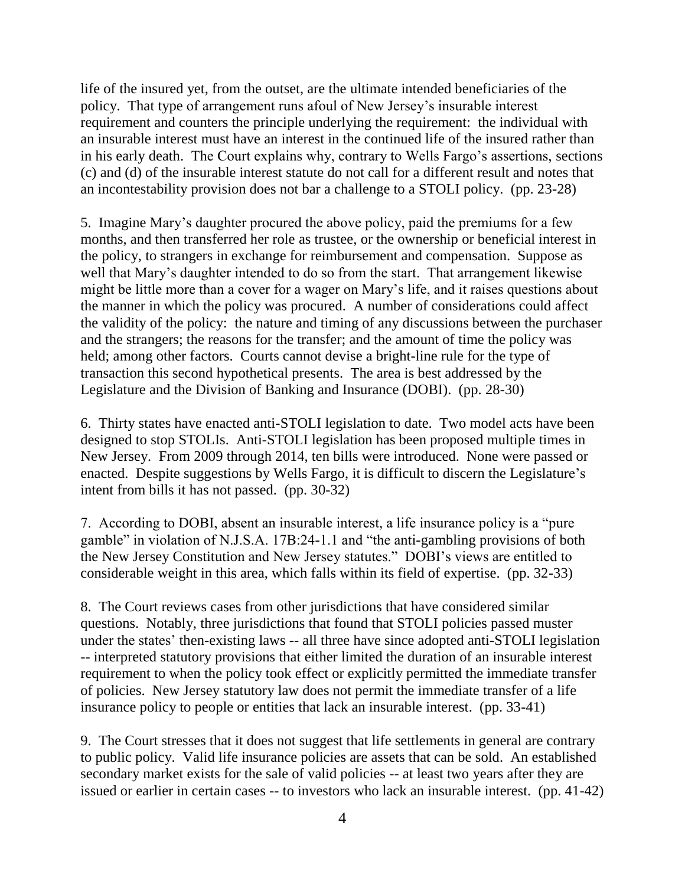life of the insured yet, from the outset, are the ultimate intended beneficiaries of the policy. That type of arrangement runs afoul of New Jersey's insurable interest requirement and counters the principle underlying the requirement: the individual with an insurable interest must have an interest in the continued life of the insured rather than in his early death. The Court explains why, contrary to Wells Fargo's assertions, sections (c) and (d) of the insurable interest statute do not call for a different result and notes that an incontestability provision does not bar a challenge to a STOLI policy. (pp. 23-28)

5. Imagine Mary's daughter procured the above policy, paid the premiums for a few months, and then transferred her role as trustee, or the ownership or beneficial interest in the policy, to strangers in exchange for reimbursement and compensation. Suppose as well that Mary's daughter intended to do so from the start. That arrangement likewise might be little more than a cover for a wager on Mary's life, and it raises questions about the manner in which the policy was procured. A number of considerations could affect the validity of the policy: the nature and timing of any discussions between the purchaser and the strangers; the reasons for the transfer; and the amount of time the policy was held; among other factors. Courts cannot devise a bright-line rule for the type of transaction this second hypothetical presents. The area is best addressed by the Legislature and the Division of Banking and Insurance (DOBI). (pp. 28-30)

6. Thirty states have enacted anti-STOLI legislation to date. Two model acts have been designed to stop STOLIs. Anti-STOLI legislation has been proposed multiple times in New Jersey. From 2009 through 2014, ten bills were introduced. None were passed or enacted. Despite suggestions by Wells Fargo, it is difficult to discern the Legislature's intent from bills it has not passed. (pp. 30-32)

7. According to DOBI, absent an insurable interest, a life insurance policy is a "pure gamble" in violation of N.J.S.A. 17B:24-1.1 and "the anti-gambling provisions of both the New Jersey Constitution and New Jersey statutes." DOBI's views are entitled to considerable weight in this area, which falls within its field of expertise. (pp. 32-33)

8. The Court reviews cases from other jurisdictions that have considered similar questions. Notably, three jurisdictions that found that STOLI policies passed muster under the states' then-existing laws -- all three have since adopted anti-STOLI legislation -- interpreted statutory provisions that either limited the duration of an insurable interest requirement to when the policy took effect or explicitly permitted the immediate transfer of policies. New Jersey statutory law does not permit the immediate transfer of a life insurance policy to people or entities that lack an insurable interest. (pp. 33-41)

9. The Court stresses that it does not suggest that life settlements in general are contrary to public policy. Valid life insurance policies are assets that can be sold. An established secondary market exists for the sale of valid policies -- at least two years after they are issued or earlier in certain cases -- to investors who lack an insurable interest. (pp. 41-42)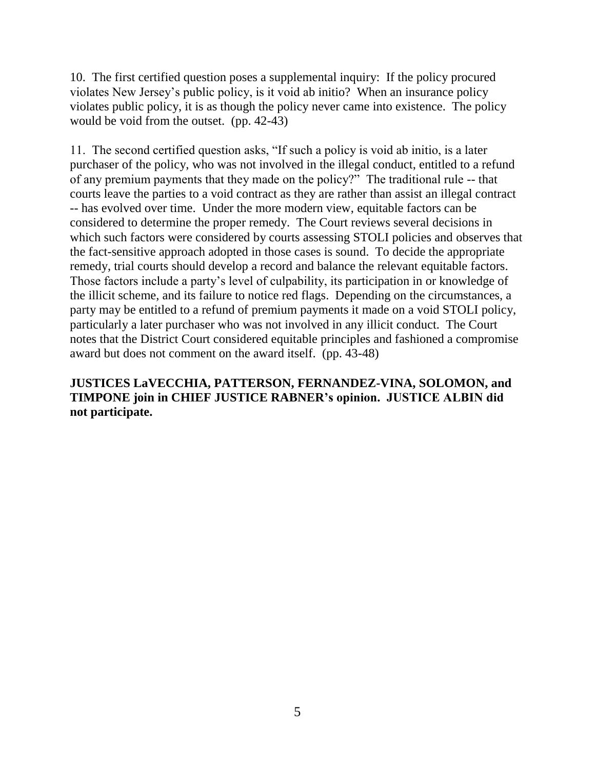10. The first certified question poses a supplemental inquiry: If the policy procured violates New Jersey's public policy, is it void ab initio? When an insurance policy violates public policy, it is as though the policy never came into existence. The policy would be void from the outset. (pp. 42-43)

11. The second certified question asks, "If such a policy is void ab initio, is a later purchaser of the policy, who was not involved in the illegal conduct, entitled to a refund of any premium payments that they made on the policy?" The traditional rule -- that courts leave the parties to a void contract as they are rather than assist an illegal contract -- has evolved over time. Under the more modern view, equitable factors can be considered to determine the proper remedy. The Court reviews several decisions in which such factors were considered by courts assessing STOLI policies and observes that the fact-sensitive approach adopted in those cases is sound. To decide the appropriate remedy, trial courts should develop a record and balance the relevant equitable factors. Those factors include a party's level of culpability, its participation in or knowledge of the illicit scheme, and its failure to notice red flags. Depending on the circumstances, a party may be entitled to a refund of premium payments it made on a void STOLI policy, particularly a later purchaser who was not involved in any illicit conduct. The Court notes that the District Court considered equitable principles and fashioned a compromise award but does not comment on the award itself. (pp. 43-48)

**JUSTICES LaVECCHIA, PATTERSON, FERNANDEZ-VINA, SOLOMON, and TIMPONE join in CHIEF JUSTICE RABNER's opinion. JUSTICE ALBIN did not participate.**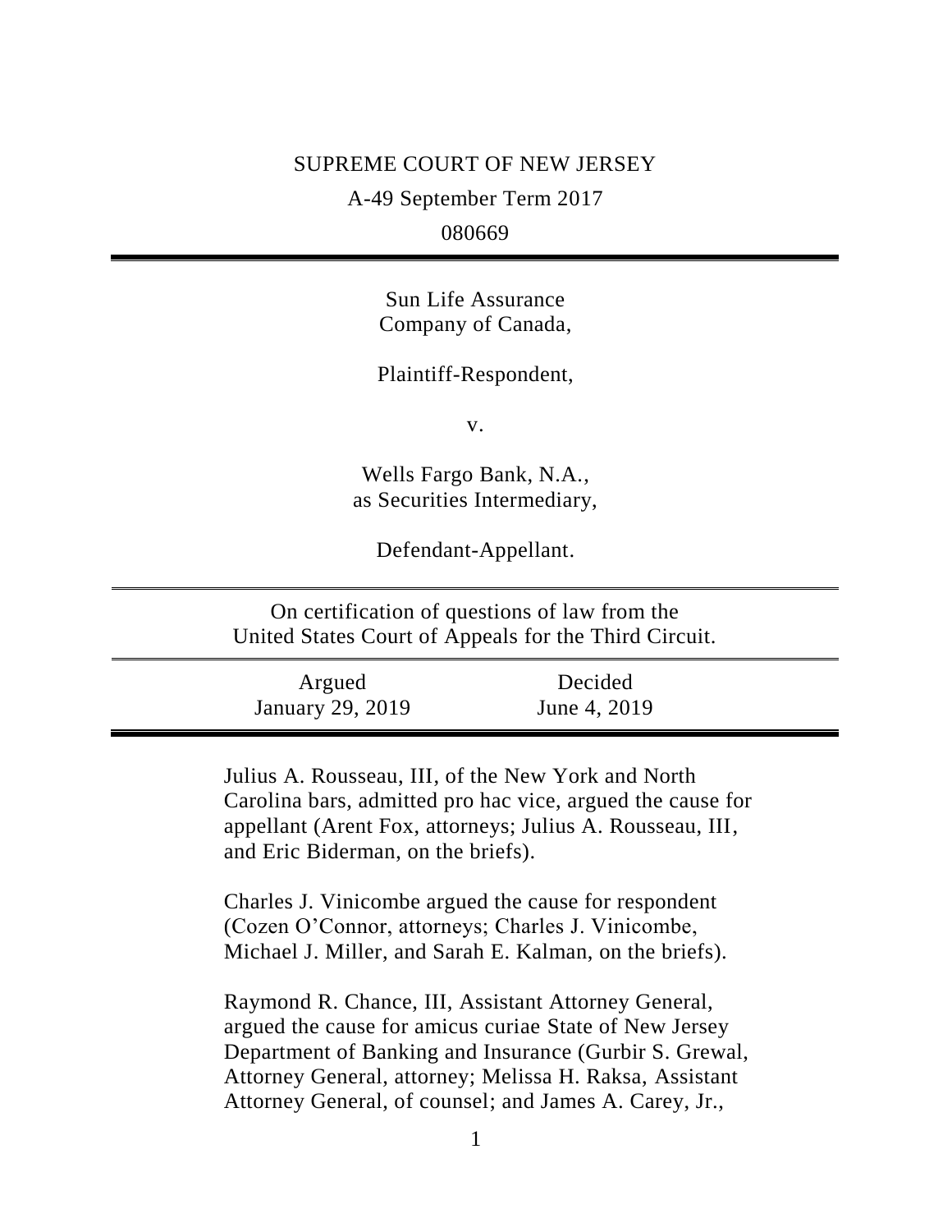SUPREME COURT OF NEW JERSEY

A-49 September Term 2017

080669

---

Sun Life Assurance
Company of Canada,

Plaintiff-Respondent,

v.

Wells Fargo Bank, N.A.,
as Securities Intermediary,

Defendant-Appellant.

---

On certification of questions of law from the
United States Court of Appeals for the Third Circuit.

---

| Argued | Decided |
|---|---|
| January 29, 2019 | June 4, 2019 |

---

Julius A. Rousseau, III, of the New York and North Carolina bars, admitted pro hac vice, argued the cause for appellant (Arent Fox, attorneys; Julius A. Rousseau, III, and Eric Biderman, on the briefs).

Charles J. Vinicombe argued the cause for respondent (Cozen O'Connor, attorneys; Charles J. Vinicombe, Michael J. Miller, and Sarah E. Kalman, on the briefs).

Raymond R. Chance, III, Assistant Attorney General, argued the cause for amicus curiae State of New Jersey Department of Banking and Insurance (Gurbir S. Grewal, Attorney General, attorney; Melissa H. Raksa, Assistant Attorney General, of counsel; and James A. Carey, Jr.,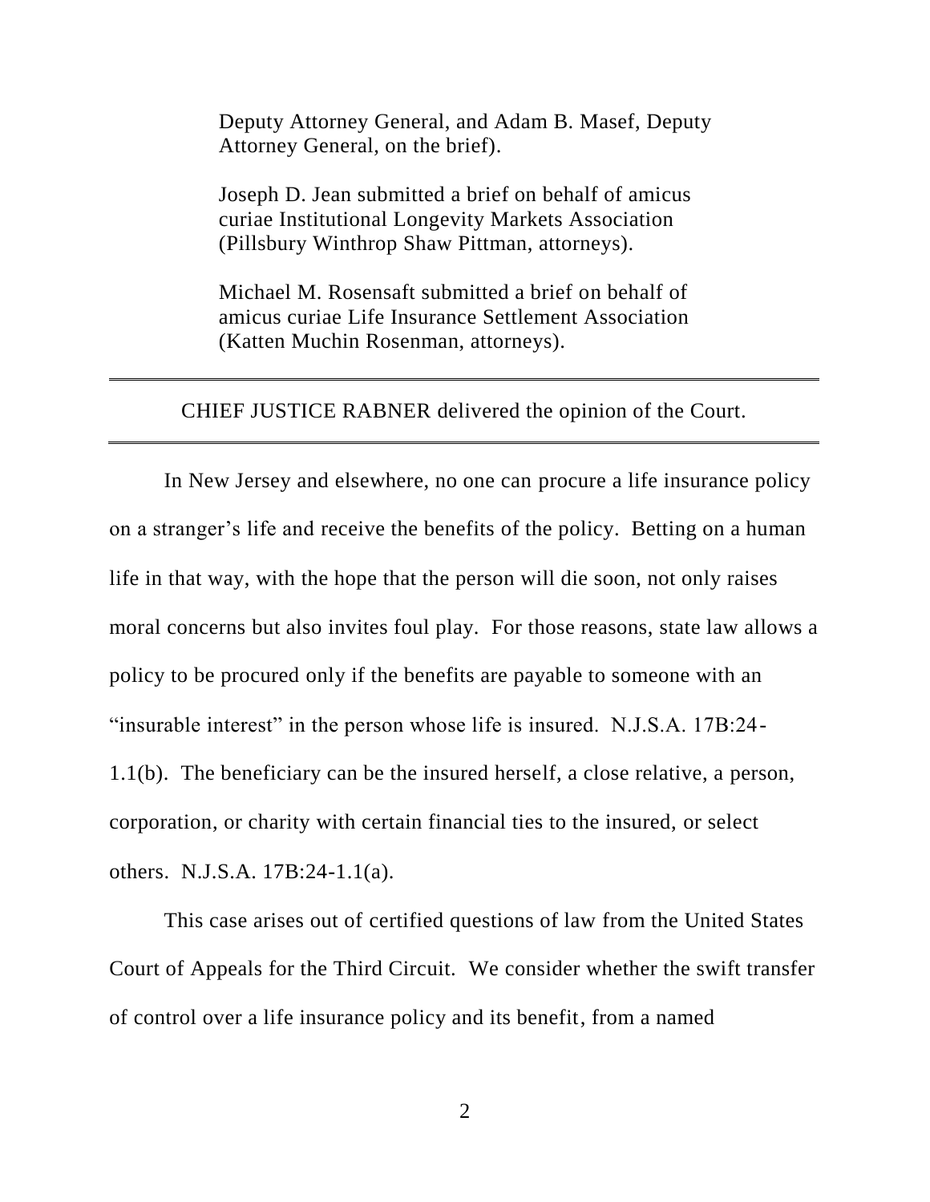Deputy Attorney General, and Adam B. Masef, Deputy Attorney General, on the brief).

Joseph D. Jean submitted a brief on behalf of amicus curiae Institutional Longevity Markets Association (Pillsbury Winthrop Shaw Pittman, attorneys).

Michael M. Rosensaft submitted a brief on behalf of amicus curiae Life Insurance Settlement Association (Katten Muchin Rosenman, attorneys).

---

CHIEF JUSTICE RABNER delivered the opinion of the Court.

---

In New Jersey and elsewhere, no one can procure a life insurance policy on a stranger's life and receive the benefits of the policy. Betting on a human life in that way, with the hope that the person will die soon, not only raises moral concerns but also invites foul play. For those reasons, state law allows a policy to be procured only if the benefits are payable to someone with an "insurable interest" in the person whose life is insured. N.J.S.A. 17B:24-1.1(b). The beneficiary can be the insured herself, a close relative, a person, corporation, or charity with certain financial ties to the insured, or select others. N.J.S.A. 17B:24-1.1(a).

This case arises out of certified questions of law from the United States Court of Appeals for the Third Circuit. We consider whether the swift transfer of control over a life insurance policy and its benefit, from a named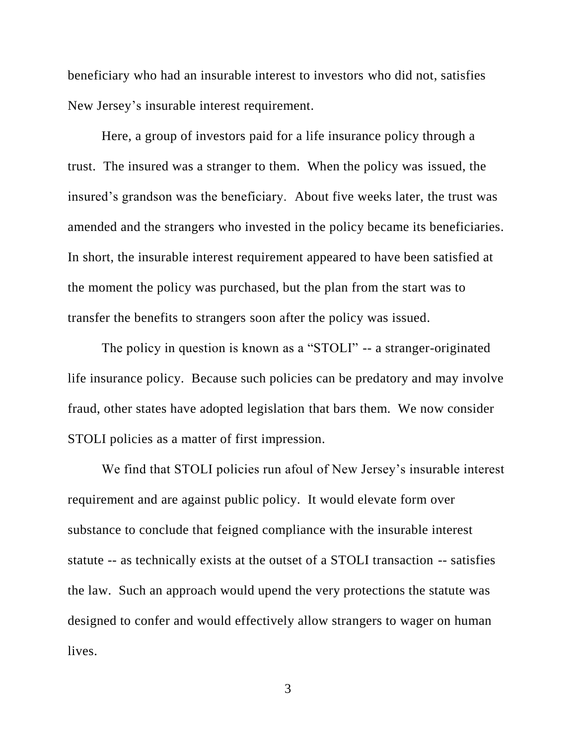beneficiary who had an insurable interest to investors who did not, satisfies New Jersey's insurable interest requirement.

Here, a group of investors paid for a life insurance policy through a trust. The insured was a stranger to them. When the policy was issued, the insured's grandson was the beneficiary. About five weeks later, the trust was amended and the strangers who invested in the policy became its beneficiaries. In short, the insurable interest requirement appeared to have been satisfied at the moment the policy was purchased, but the plan from the start was to transfer the benefits to strangers soon after the policy was issued.

The policy in question is known as a "STOLI" -- a stranger-originated life insurance policy. Because such policies can be predatory and may involve fraud, other states have adopted legislation that bars them. We now consider STOLI policies as a matter of first impression.

We find that STOLI policies run afoul of New Jersey's insurable interest requirement and are against public policy. It would elevate form over substance to conclude that feigned compliance with the insurable interest statute -- as technically exists at the outset of a STOLI transaction -- satisfies the law. Such an approach would upend the very protections the statute was designed to confer and would effectively allow strangers to wager on human lives.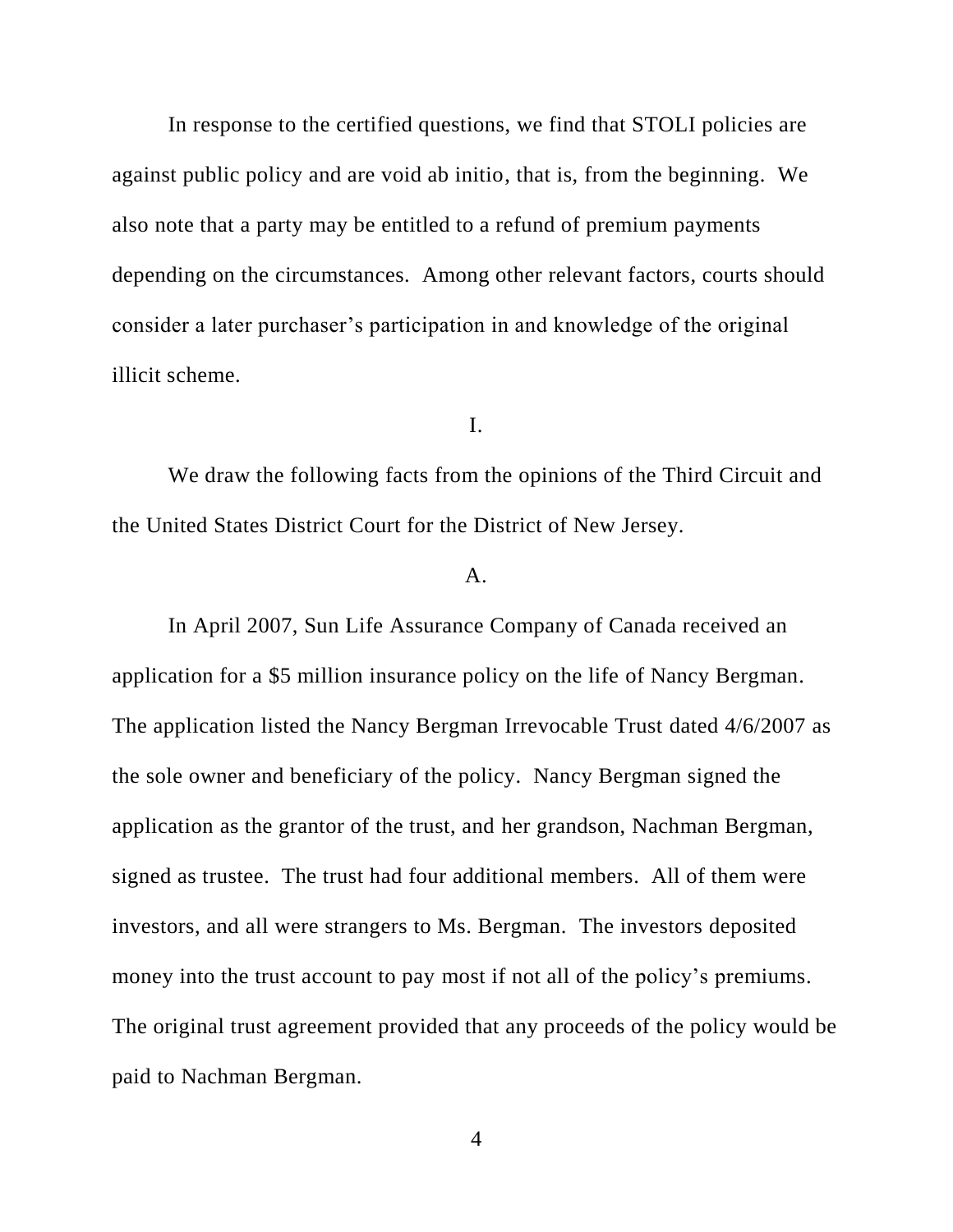In response to the certified questions, we find that STOLI policies are against public policy and are void ab initio, that is, from the beginning. We also note that a party may be entitled to a refund of premium payments depending on the circumstances. Among other relevant factors, courts should consider a later purchaser's participation in and knowledge of the original illicit scheme.

## I.

We draw the following facts from the opinions of the Third Circuit and the United States District Court for the District of New Jersey.

### A.

In April 2007, Sun Life Assurance Company of Canada received an application for a $5 million insurance policy on the life of Nancy Bergman. The application listed the Nancy Bergman Irrevocable Trust dated 4/6/2007 as the sole owner and beneficiary of the policy. Nancy Bergman signed the application as the grantor of the trust, and her grandson, Nachman Bergman, signed as trustee. The trust had four additional members. All of them were investors, and all were strangers to Ms. Bergman. The investors deposited money into the trust account to pay most if not all of the policy's premiums. The original trust agreement provided that any proceeds of the policy would be paid to Nachman Bergman.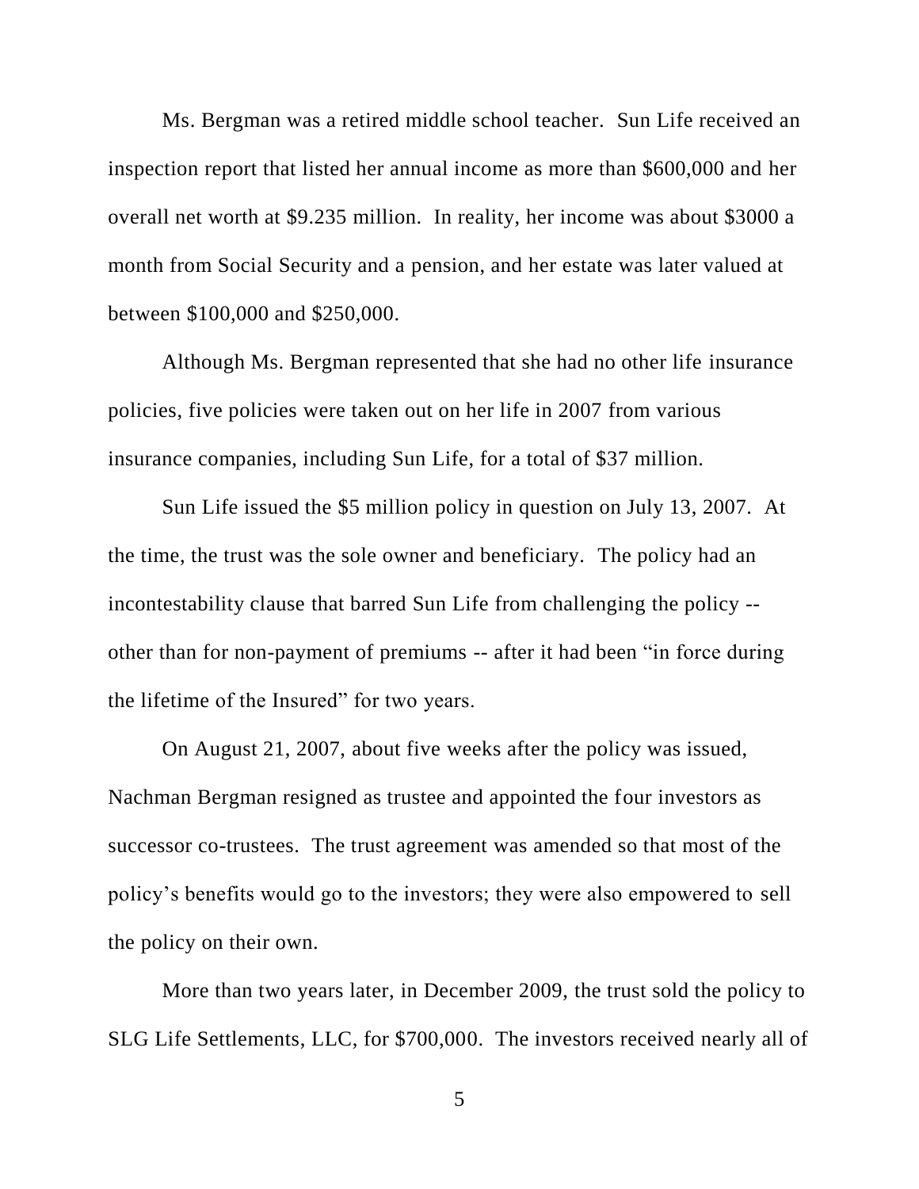Ms. Bergman was a retired middle school teacher. Sun Life received an inspection report that listed her annual income as more than $600,000 and her overall net worth at $9.235 million. In reality, her income was about $3000 a month from Social Security and a pension, and her estate was later valued at between $100,000 and $250,000.

Although Ms. Bergman represented that she had no other life insurance policies, five policies were taken out on her life in 2007 from various insurance companies, including Sun Life, for a total of $37 million.

Sun Life issued the $5 million policy in question on July 13, 2007. At the time, the trust was the sole owner and beneficiary. The policy had an incontestability clause that barred Sun Life from challenging the policy -- other than for non-payment of premiums -- after it had been "in force during the lifetime of the Insured" for two years.

On August 21, 2007, about five weeks after the policy was issued, Nachman Bergman resigned as trustee and appointed the four investors as successor co-trustees. The trust agreement was amended so that most of the policy's benefits would go to the investors; they were also empowered to sell the policy on their own.

More than two years later, in December 2009, the trust sold the policy to SLG Life Settlements, LLC, for $700,000. The investors received nearly all of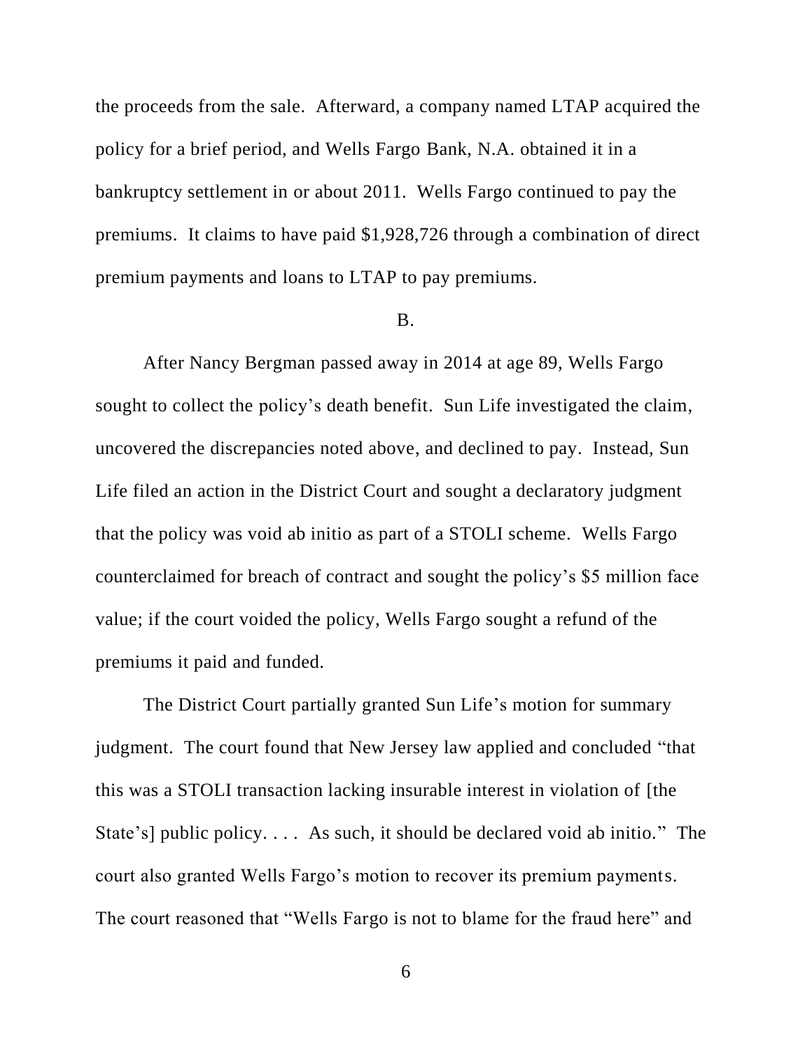the proceeds from the sale. Afterward, a company named LTAP acquired the policy for a brief period, and Wells Fargo Bank, N.A. obtained it in a bankruptcy settlement in or about 2011. Wells Fargo continued to pay the premiums. It claims to have paid $1,928,726 through a combination of direct premium payments and loans to LTAP to pay premiums.

B.

After Nancy Bergman passed away in 2014 at age 89, Wells Fargo sought to collect the policy's death benefit. Sun Life investigated the claim, uncovered the discrepancies noted above, and declined to pay. Instead, Sun Life filed an action in the District Court and sought a declaratory judgment that the policy was void ab initio as part of a STOLI scheme. Wells Fargo counterclaimed for breach of contract and sought the policy's $5 million face value; if the court voided the policy, Wells Fargo sought a refund of the premiums it paid and funded.

The District Court partially granted Sun Life's motion for summary judgment. The court found that New Jersey law applied and concluded "that this was a STOLI transaction lacking insurable interest in violation of [the State's] public policy. . . . As such, it should be declared void ab initio." The court also granted Wells Fargo's motion to recover its premium payments. The court reasoned that "Wells Fargo is not to blame for the fraud here" and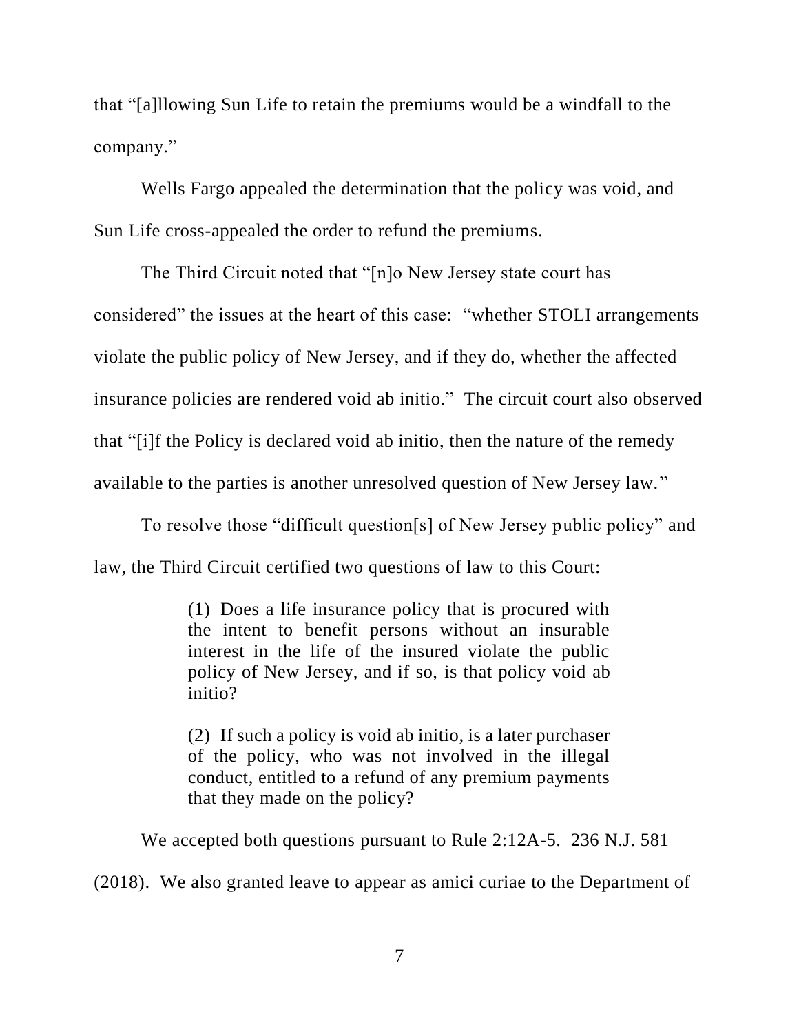that "[a]llowing Sun Life to retain the premiums would be a windfall to the company."

Wells Fargo appealed the determination that the policy was void, and Sun Life cross-appealed the order to refund the premiums.

The Third Circuit noted that "[n]o New Jersey state court has considered" the issues at the heart of this case: "whether STOLI arrangements violate the public policy of New Jersey, and if they do, whether the affected insurance policies are rendered void ab initio." The circuit court also observed that "[i]f the Policy is declared void ab initio, then the nature of the remedy available to the parties is another unresolved question of New Jersey law."

To resolve those "difficult question[s] of New Jersey public policy" and law, the Third Circuit certified two questions of law to this Court:

> (1) Does a life insurance policy that is procured with the intent to benefit persons without an insurable interest in the life of the insured violate the public policy of New Jersey, and if so, is that policy void ab initio?
>
> (2) If such a policy is void ab initio, is a later purchaser of the policy, who was not involved in the illegal conduct, entitled to a refund of any premium payments that they made on the policy?

We accepted both questions pursuant to Rule 2:12A-5. 236 N.J. 581 (2018). We also granted leave to appear as amici curiae to the Department of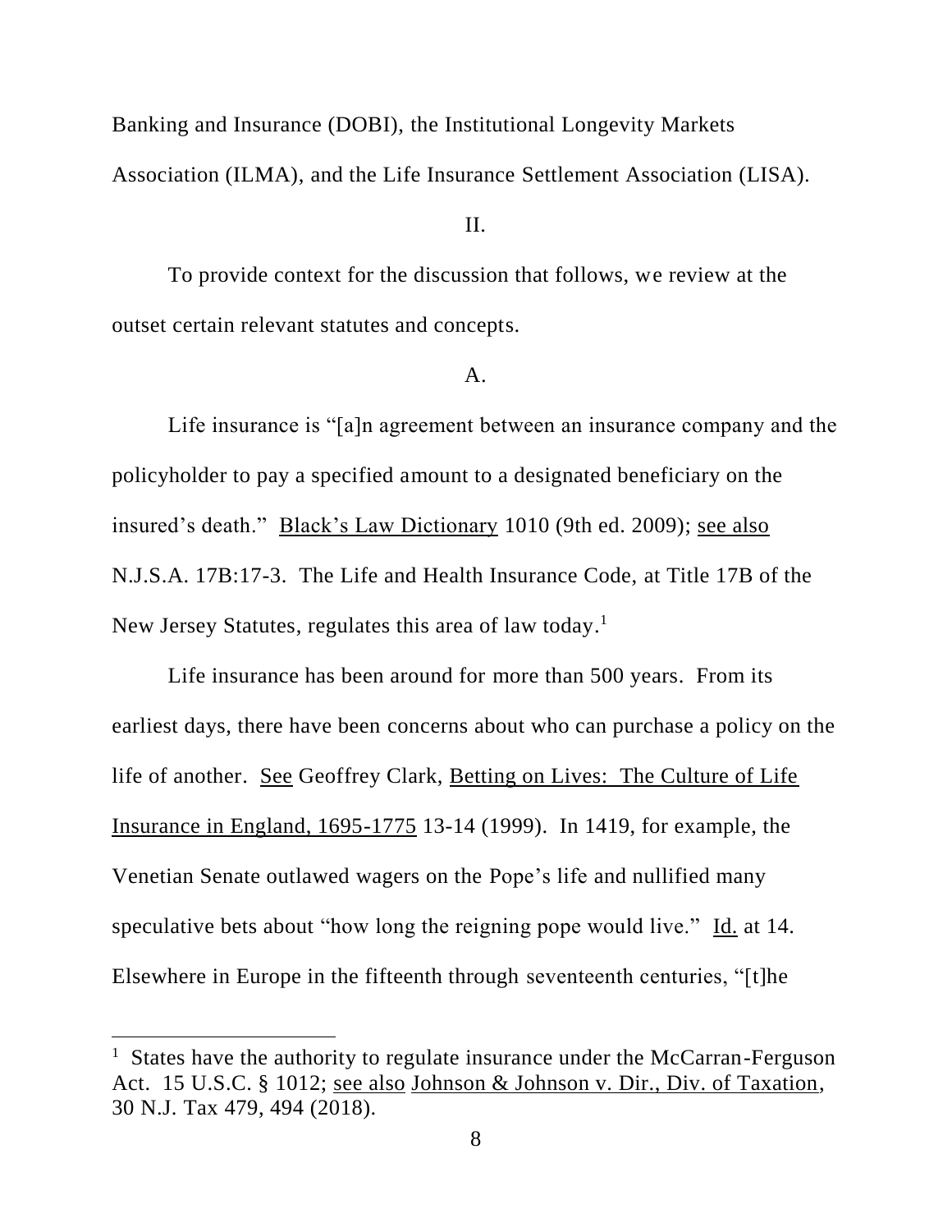Banking and Insurance (DOBI), the Institutional Longevity Markets Association (ILMA), and the Life Insurance Settlement Association (LISA).

II.

To provide context for the discussion that follows, we review at the outset certain relevant statutes and concepts.

A.

Life insurance is "[a]n agreement between an insurance company and the policyholder to pay a specified amount to a designated beneficiary on the insured's death." Black's Law Dictionary 1010 (9th ed. 2009); see also N.J.S.A. 17B:17-3. The Life and Health Insurance Code, at Title 17B of the New Jersey Statutes, regulates this area of law today.[1]

Life insurance has been around for more than 500 years. From its earliest days, there have been concerns about who can purchase a policy on the life of another. See Geoffrey Clark, Betting on Lives: The Culture of Life Insurance in England, 1695-1775 13-14 (1999). In 1419, for example, the Venetian Senate outlawed wagers on the Pope's life and nullified many speculative bets about "how long the reigning pope would live." Id. at 14. Elsewhere in Europe in the fifteenth through seventeenth centuries, "[t]he

---

[1] States have the authority to regulate insurance under the McCarran-Ferguson Act. 15 U.S.C. § 1012; see also Johnson & Johnson v. Dir., Div. of Taxation, 30 N.J. Tax 479, 494 (2018).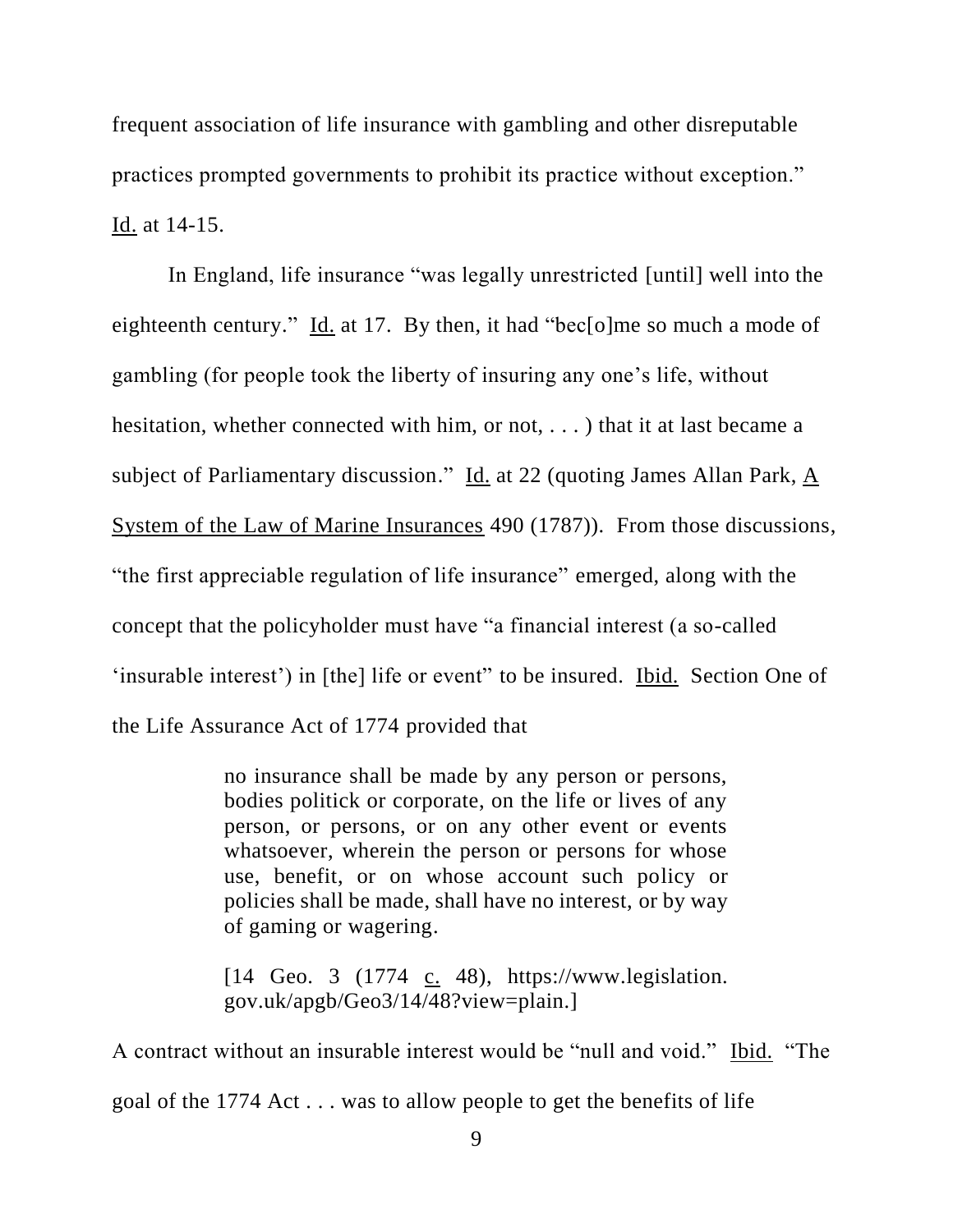frequent association of life insurance with gambling and other disreputable practices prompted governments to prohibit its practice without exception." Id. at 14-15.

In England, life insurance "was legally unrestricted [until] well into the eighteenth century." Id. at 17. By then, it had "bec[o]me so much a mode of gambling (for people took the liberty of insuring any one's life, without hesitation, whether connected with him, or not, . . . ) that it at last became a subject of Parliamentary discussion." Id. at 22 (quoting James Allan Park, A System of the Law of Marine Insurances 490 (1787)). From those discussions, "the first appreciable regulation of life insurance" emerged, along with the concept that the policyholder must have "a financial interest (a so-called 'insurable interest') in [the] life or event" to be insured. Ibid. Section One of the Life Assurance Act of 1774 provided that

> no insurance shall be made by any person or persons, bodies politick or corporate, on the life or lives of any person, or persons, or on any other event or events whatsoever, wherein the person or persons for whose use, benefit, or on whose account such policy or policies shall be made, shall have no interest, or by way of gaming or wagering.
>
> [14 Geo. 3 (1774 c. 48), https://www.legislation.gov.uk/apgb/Geo3/14/48?view=plain.]

A contract without an insurable interest would be "null and void." Ibid. "The goal of the 1774 Act . . . was to allow people to get the benefits of life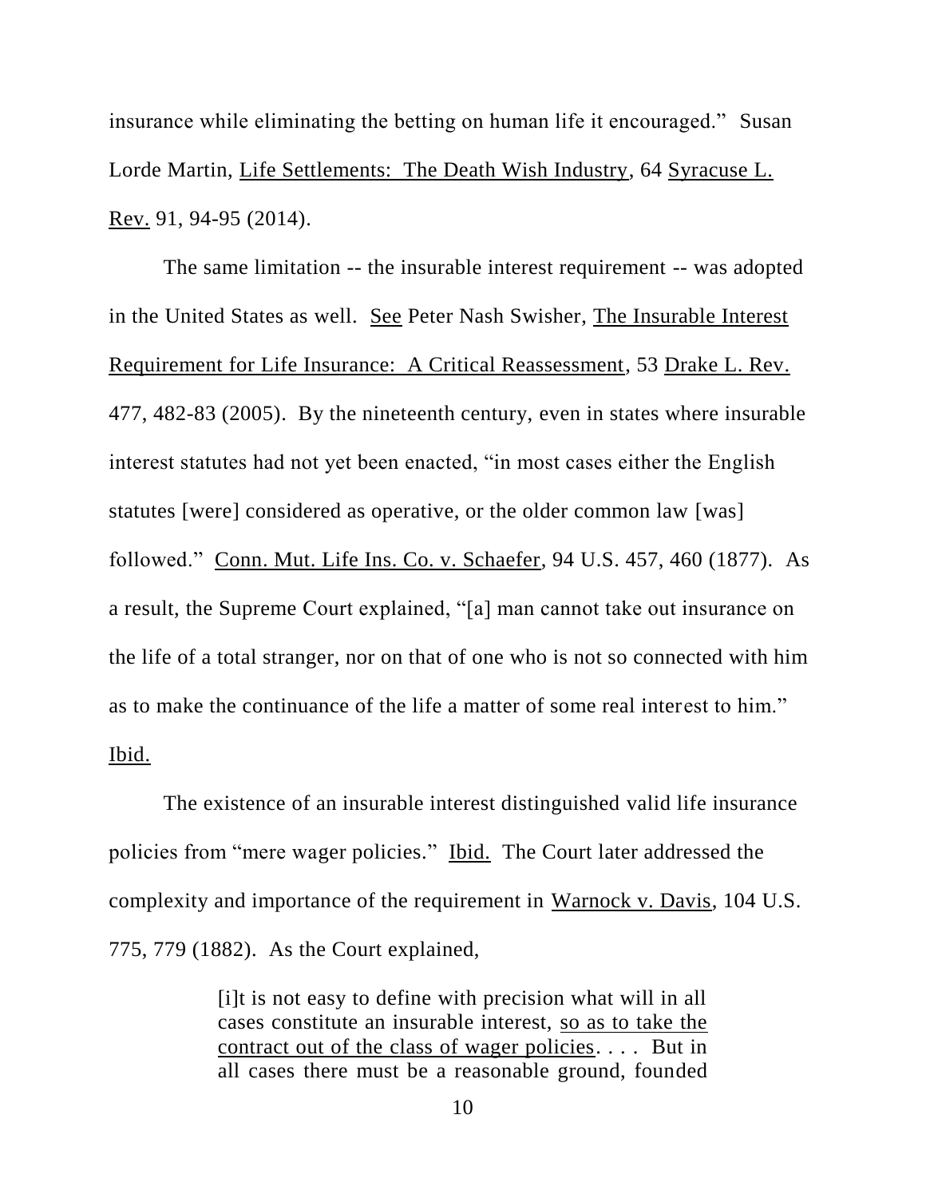insurance while eliminating the betting on human life it encouraged." Susan Lorde Martin, <u>Life Settlements: The Death Wish Industry</u>, 64 <u>Syracuse L. Rev.</u> 91, 94-95 (2014).

The same limitation -- the insurable interest requirement -- was adopted in the United States as well. <u>See</u> Peter Nash Swisher, <u>The Insurable Interest Requirement for Life Insurance: A Critical Reassessment</u>, 53 <u>Drake L. Rev.</u> 477, 482-83 (2005). By the nineteenth century, even in states where insurable interest statutes had not yet been enacted, "in most cases either the English statutes [were] considered as operative, or the older common law [was] followed." <u>Conn. Mut. Life Ins. Co. v. Schaefer</u>, 94 U.S. 457, 460 (1877). As a result, the Supreme Court explained, "[a] man cannot take out insurance on the life of a total stranger, nor on that of one who is not so connected with him as to make the continuance of the life a matter of some real interest to him." <u>Ibid.</u>

The existence of an insurable interest distinguished valid life insurance policies from "mere wager policies." <u>Ibid.</u> The Court later addressed the complexity and importance of the requirement in <u>Warnock v. Davis</u>, 104 U.S. 775, 779 (1882). As the Court explained,

> [i]t is not easy to define with precision what will in all cases constitute an insurable interest, <u>so as to take the contract out of the class of wager policies</u>. . . . But in all cases there must be a reasonable ground, founded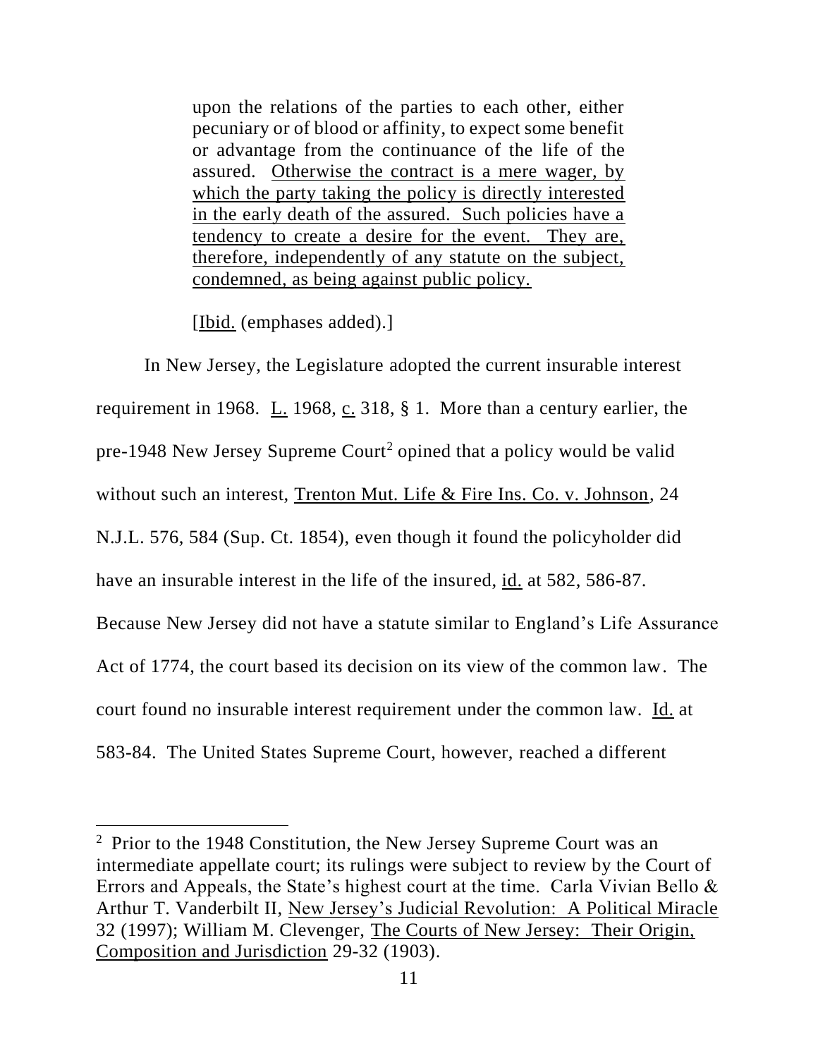> upon the relations of the parties to each other, either pecuniary or of blood or affinity, to expect some benefit or advantage from the continuance of the life of the assured. Otherwise the contract is a mere wager, by which the party taking the policy is directly interested in the early death of the assured. Such policies have a tendency to create a desire for the event. They are, therefore, independently of any statute on the subject, condemned, as being against public policy.
>
> [Ibid. (emphases added).]

In New Jersey, the Legislature adopted the current insurable interest requirement in 1968. L. 1968, c. 318, § 1. More than a century earlier, the pre-1948 New Jersey Supreme Court[2] opined that a policy would be valid without such an interest, Trenton Mut. Life & Fire Ins. Co. v. Johnson, 24 N.J.L. 576, 584 (Sup. Ct. 1854), even though it found the policyholder did have an insurable interest in the life of the insured, id. at 582, 586-87. Because New Jersey did not have a statute similar to England's Life Assurance Act of 1774, the court based its decision on its view of the common law. The court found no insurable interest requirement under the common law. Id. at 583-84. The United States Supreme Court, however, reached a different

[2] Prior to the 1948 Constitution, the New Jersey Supreme Court was an intermediate appellate court; its rulings were subject to review by the Court of Errors and Appeals, the State's highest court at the time. Carla Vivian Bello & Arthur T. Vanderbilt II, New Jersey's Judicial Revolution: A Political Miracle 32 (1997); William M. Clevenger, The Courts of New Jersey: Their Origin, Composition and Jurisdiction 29-32 (1903).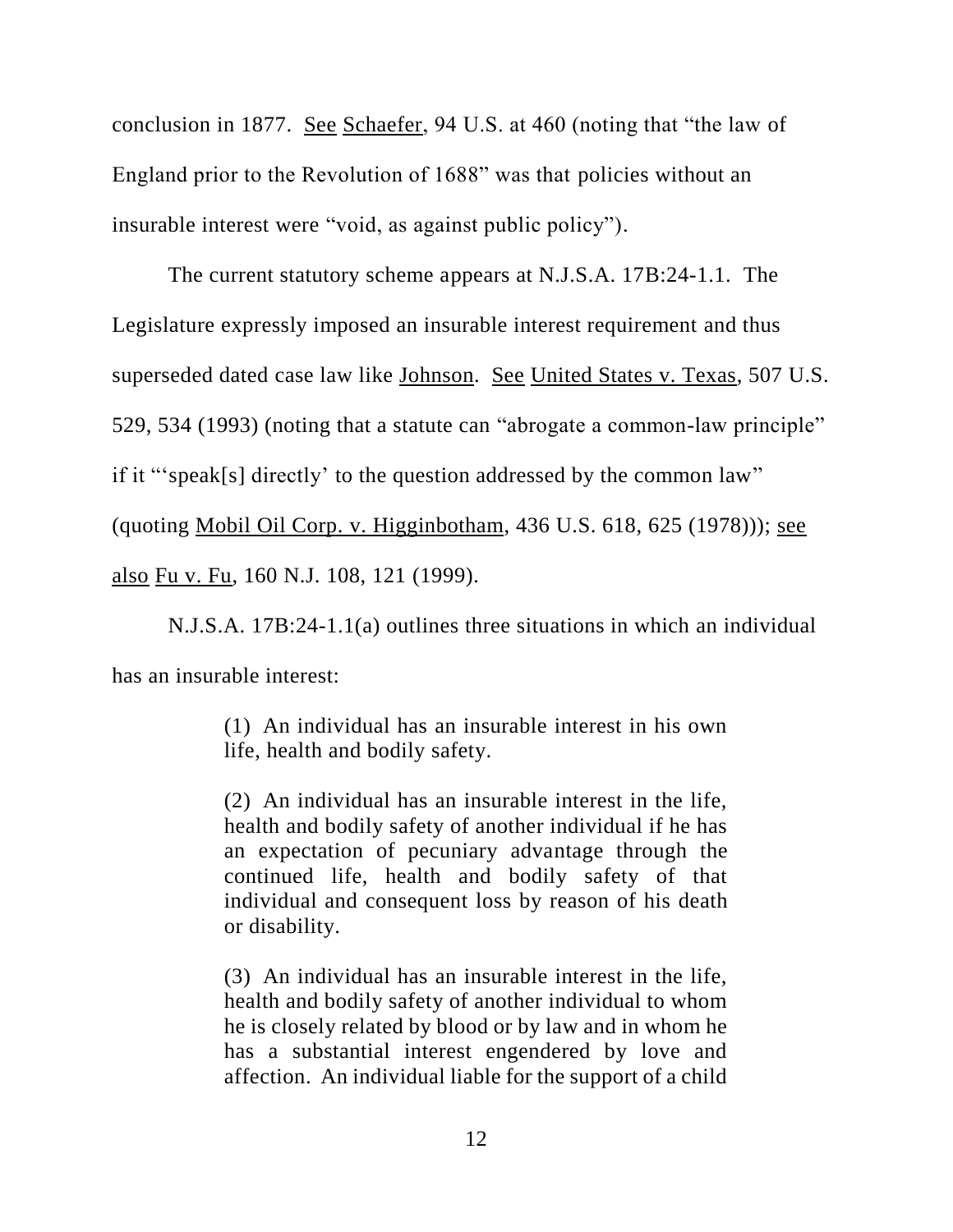conclusion in 1877. See Schaefer, 94 U.S. at 460 (noting that "the law of England prior to the Revolution of 1688" was that policies without an insurable interest were "void, as against public policy").

The current statutory scheme appears at N.J.S.A. 17B:24-1.1. The Legislature expressly imposed an insurable interest requirement and thus superseded dated case law like Johnson. See United States v. Texas, 507 U.S. 529, 534 (1993) (noting that a statute can "abrogate a common-law principle" if it "'speak[s] directly' to the question addressed by the common law" (quoting Mobil Oil Corp. v. Higginbotham, 436 U.S. 618, 625 (1978))); see also Fu v. Fu, 160 N.J. 108, 121 (1999).

N.J.S.A. 17B:24-1.1(a) outlines three situations in which an individual has an insurable interest:

> (1) An individual has an insurable interest in his own life, health and bodily safety.
>
> (2) An individual has an insurable interest in the life, health and bodily safety of another individual if he has an expectation of pecuniary advantage through the continued life, health and bodily safety of that individual and consequent loss by reason of his death or disability.
>
> (3) An individual has an insurable interest in the life, health and bodily safety of another individual to whom he is closely related by blood or by law and in whom he has a substantial interest engendered by love and affection. An individual liable for the support of a child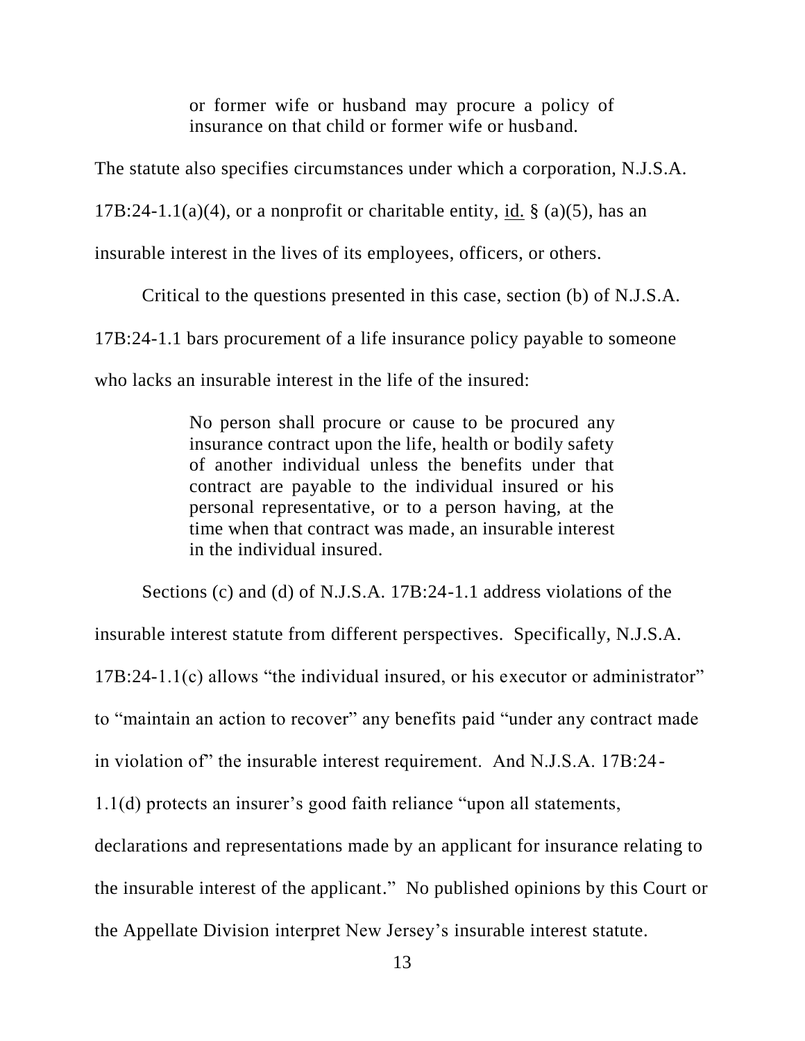> or former wife or husband may procure a policy of insurance on that child or former wife or husband.

The statute also specifies circumstances under which a corporation, N.J.S.A. 17B:24-1.1(a)(4), or a nonprofit or charitable entity, id. § (a)(5), has an insurable interest in the lives of its employees, officers, or others.

Critical to the questions presented in this case, section (b) of N.J.S.A. 17B:24-1.1 bars procurement of a life insurance policy payable to someone who lacks an insurable interest in the life of the insured:

> No person shall procure or cause to be procured any insurance contract upon the life, health or bodily safety of another individual unless the benefits under that contract are payable to the individual insured or his personal representative, or to a person having, at the time when that contract was made, an insurable interest in the individual insured.

Sections (c) and (d) of N.J.S.A. 17B:24-1.1 address violations of the insurable interest statute from different perspectives. Specifically, N.J.S.A. 17B:24-1.1(c) allows "the individual insured, or his executor or administrator" to "maintain an action to recover" any benefits paid "under any contract made in violation of" the insurable interest requirement. And N.J.S.A. 17B:24-1.1(d) protects an insurer's good faith reliance "upon all statements, declarations and representations made by an applicant for insurance relating to the insurable interest of the applicant." No published opinions by this Court or the Appellate Division interpret New Jersey's insurable interest statute.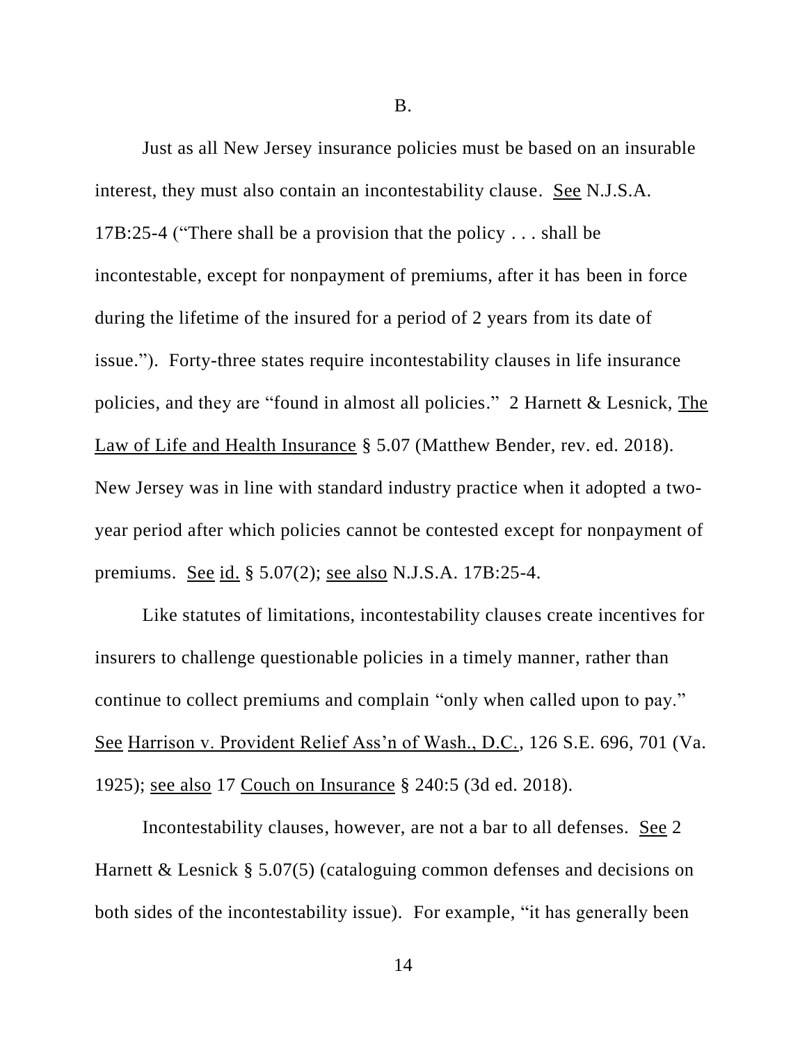B.

Just as all New Jersey insurance policies must be based on an insurable interest, they must also contain an incontestability clause. See N.J.S.A. 17B:25-4 ("There shall be a provision that the policy . . . shall be incontestable, except for nonpayment of premiums, after it has been in force during the lifetime of the insured for a period of 2 years from its date of issue."). Forty-three states require incontestability clauses in life insurance policies, and they are "found in almost all policies." 2 Harnett & Lesnick, The Law of Life and Health Insurance § 5.07 (Matthew Bender, rev. ed. 2018). New Jersey was in line with standard industry practice when it adopted a two-year period after which policies cannot be contested except for nonpayment of premiums. See id. § 5.07(2); see also N.J.S.A. 17B:25-4.

Like statutes of limitations, incontestability clauses create incentives for insurers to challenge questionable policies in a timely manner, rather than continue to collect premiums and complain "only when called upon to pay." See Harrison v. Provident Relief Ass'n of Wash., D.C., 126 S.E. 696, 701 (Va. 1925); see also 17 Couch on Insurance § 240:5 (3d ed. 2018).

Incontestability clauses, however, are not a bar to all defenses. See 2 Harnett & Lesnick § 5.07(5) (cataloguing common defenses and decisions on both sides of the incontestability issue). For example, "it has generally been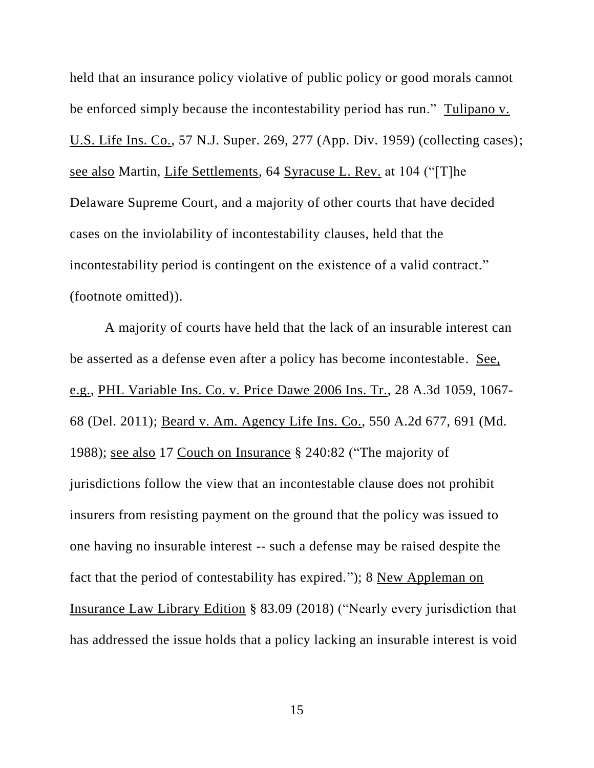held that an insurance policy violative of public policy or good morals cannot be enforced simply because the incontestability period has run." Tulipano v. U.S. Life Ins. Co., 57 N.J. Super. 269, 277 (App. Div. 1959) (collecting cases); see also Martin, Life Settlements, 64 Syracuse L. Rev. at 104 ("[T]he Delaware Supreme Court, and a majority of other courts that have decided cases on the inviolability of incontestability clauses, held that the incontestability period is contingent on the existence of a valid contract." (footnote omitted)).

A majority of courts have held that the lack of an insurable interest can be asserted as a defense even after a policy has become incontestable. See, e.g., PHL Variable Ins. Co. v. Price Dawe 2006 Ins. Tr., 28 A.3d 1059, 1067-68 (Del. 2011); Beard v. Am. Agency Life Ins. Co., 550 A.2d 677, 691 (Md. 1988); see also 17 Couch on Insurance § 240:82 ("The majority of jurisdictions follow the view that an incontestable clause does not prohibit insurers from resisting payment on the ground that the policy was issued to one having no insurable interest -- such a defense may be raised despite the fact that the period of contestability has expired."); 8 New Appleman on Insurance Law Library Edition § 83.09 (2018) ("Nearly every jurisdiction that has addressed the issue holds that a policy lacking an insurable interest is void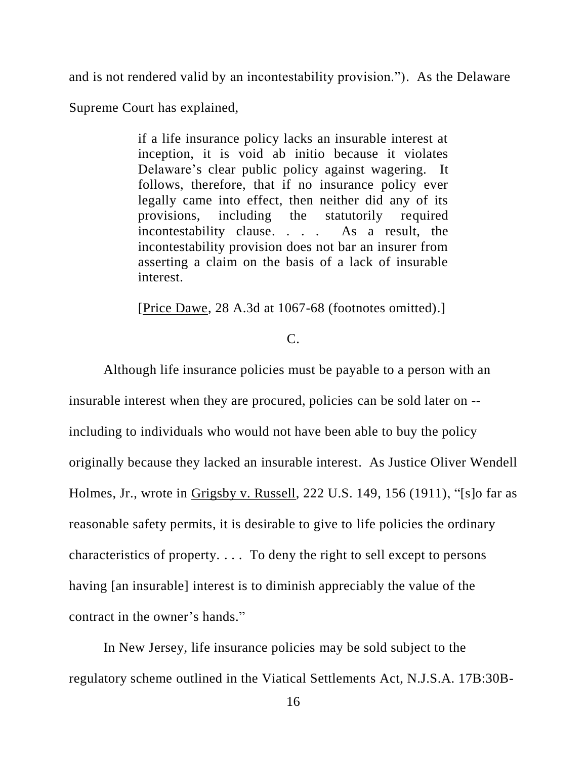and is not rendered valid by an incontestability provision.”). As the Delaware Supreme Court has explained,

> if a life insurance policy lacks an insurable interest at inception, it is void ab initio because it violates Delaware’s clear public policy against wagering. It follows, therefore, that if no insurance policy ever legally came into effect, then neither did any of its provisions, including the statutorily required incontestability clause. . . . As a result, the incontestability provision does not bar an insurer from asserting a claim on the basis of a lack of insurable interest.
>
> [Price Dawe, 28 A.3d at 1067-68 (footnotes omitted).]

C.

Although life insurance policies must be payable to a person with an insurable interest when they are procured, policies can be sold later on -- including to individuals who would not have been able to buy the policy originally because they lacked an insurable interest. As Justice Oliver Wendell Holmes, Jr., wrote in Grigsby v. Russell, 222 U.S. 149, 156 (1911), “[s]o far as reasonable safety permits, it is desirable to give to life policies the ordinary characteristics of property. . . . To deny the right to sell except to persons having [an insurable] interest is to diminish appreciably the value of the contract in the owner’s hands.”

In New Jersey, life insurance policies may be sold subject to the regulatory scheme outlined in the Viatical Settlements Act, N.J.S.A. 17B:30B-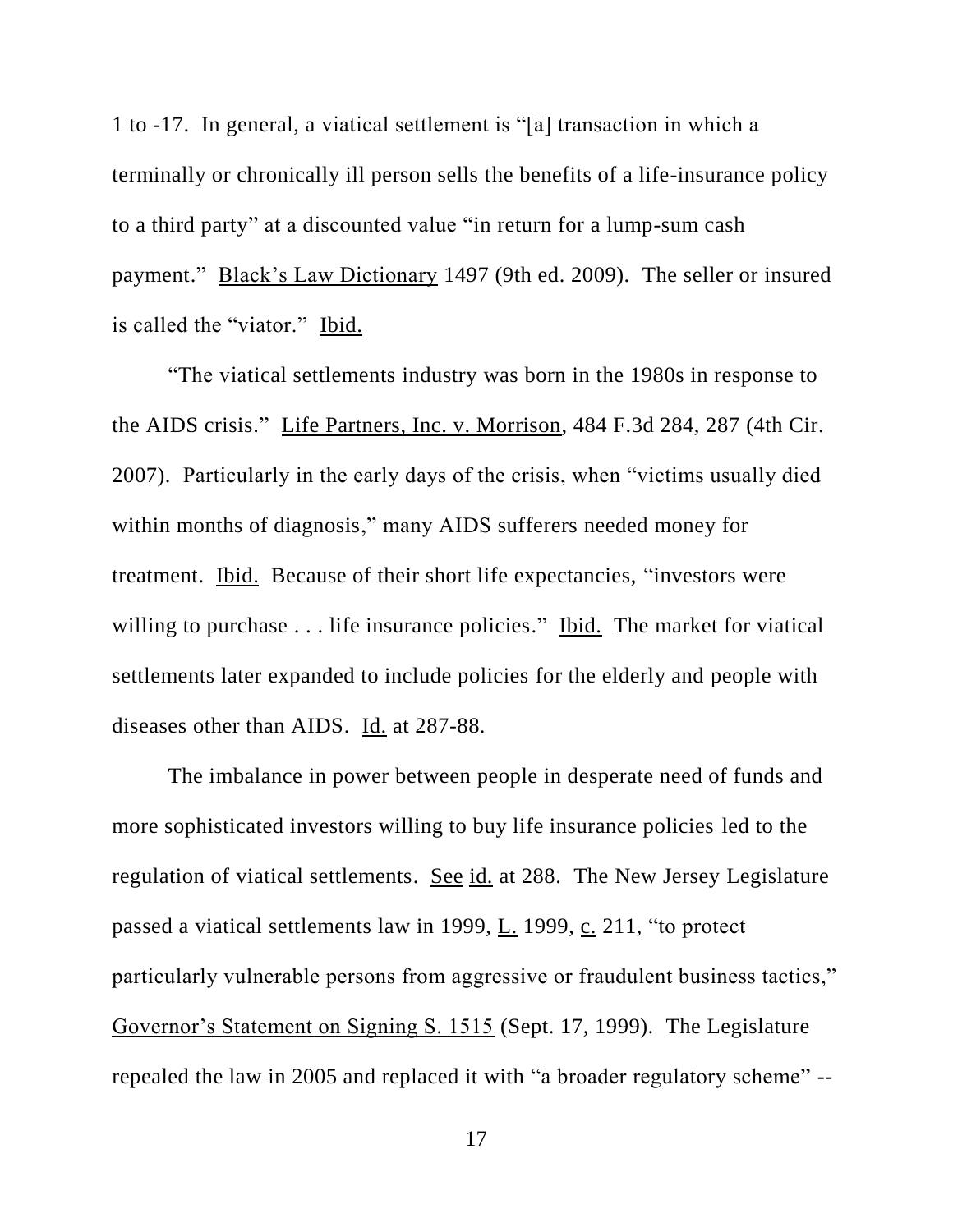1 to -17. In general, a viatical settlement is "[a] transaction in which a terminally or chronically ill person sells the benefits of a life-insurance policy to a third party" at a discounted value "in return for a lump-sum cash payment." Black's Law Dictionary 1497 (9th ed. 2009). The seller or insured is called the "viator." Ibid.

"The viatical settlements industry was born in the 1980s in response to the AIDS crisis." Life Partners, Inc. v. Morrison, 484 F.3d 284, 287 (4th Cir. 2007). Particularly in the early days of the crisis, when "victims usually died within months of diagnosis," many AIDS sufferers needed money for treatment. Ibid. Because of their short life expectancies, "investors were willing to purchase . . . life insurance policies." Ibid. The market for viatical settlements later expanded to include policies for the elderly and people with diseases other than AIDS. Id. at 287-88.

The imbalance in power between people in desperate need of funds and more sophisticated investors willing to buy life insurance policies led to the regulation of viatical settlements. See id. at 288. The New Jersey Legislature passed a viatical settlements law in 1999, L. 1999, c. 211, "to protect particularly vulnerable persons from aggressive or fraudulent business tactics," Governor's Statement on Signing S. 1515 (Sept. 17, 1999). The Legislature repealed the law in 2005 and replaced it with "a broader regulatory scheme" --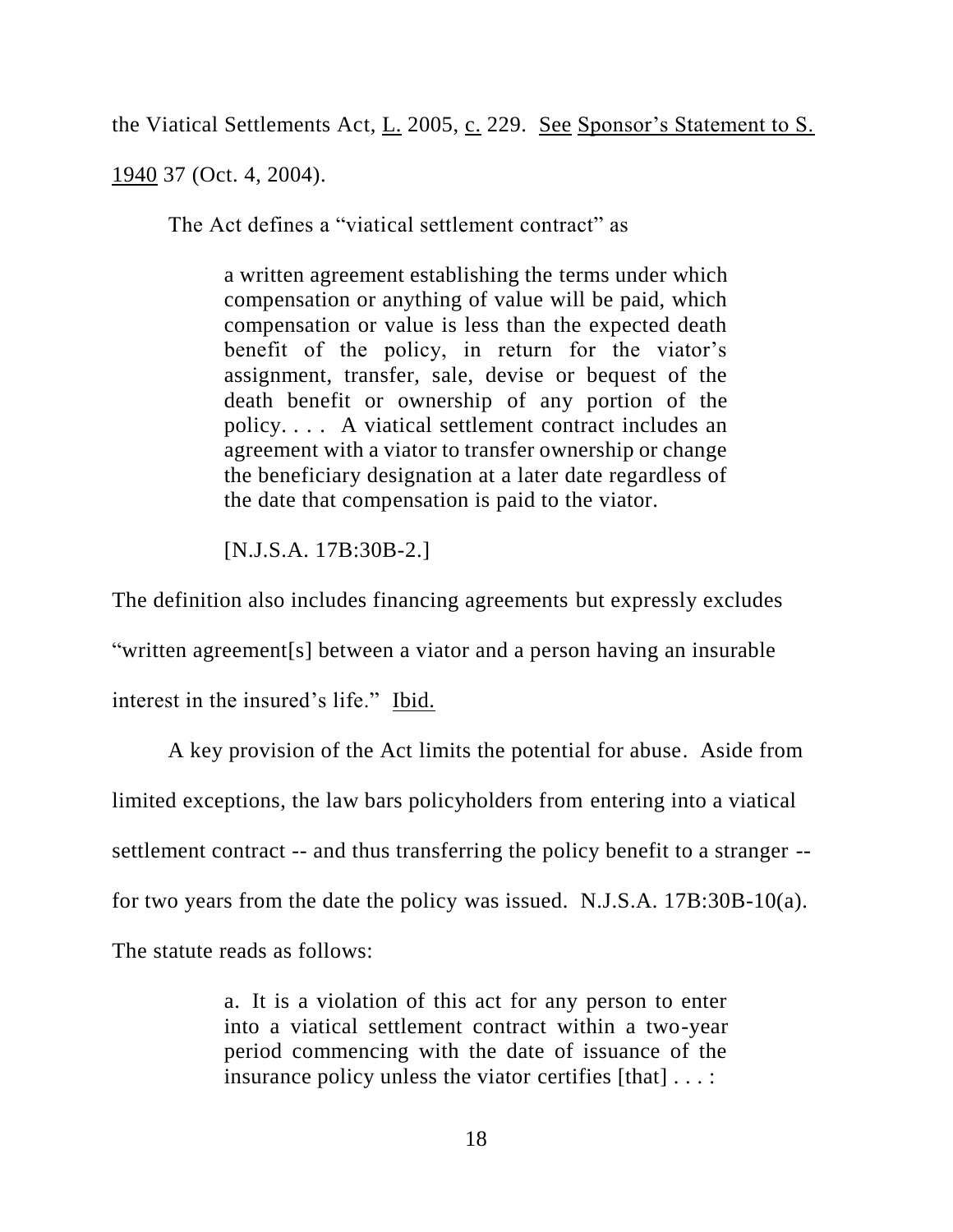the Viatical Settlements Act, L. 2005, c. 229. See Sponsor's Statement to S. 1940 37 (Oct. 4, 2004).

The Act defines a "viatical settlement contract" as

> a written agreement establishing the terms under which compensation or anything of value will be paid, which compensation or value is less than the expected death benefit of the policy, in return for the viator's assignment, transfer, sale, devise or bequest of the death benefit or ownership of any portion of the policy. . . . A viatical settlement contract includes an agreement with a viator to transfer ownership or change the beneficiary designation at a later date regardless of the date that compensation is paid to the viator.
>
> [N.J.S.A. 17B:30B-2.]

The definition also includes financing agreements but expressly excludes "written agreement[s] between a viator and a person having an insurable interest in the insured's life." Ibid.

A key provision of the Act limits the potential for abuse. Aside from limited exceptions, the law bars policyholders from entering into a viatical settlement contract -- and thus transferring the policy benefit to a stranger -- for two years from the date the policy was issued. N.J.S.A. 17B:30B-10(a). The statute reads as follows:

> a. It is a violation of this act for any person to enter into a viatical settlement contract within a two-year period commencing with the date of issuance of the insurance policy unless the viator certifies [that] . . . :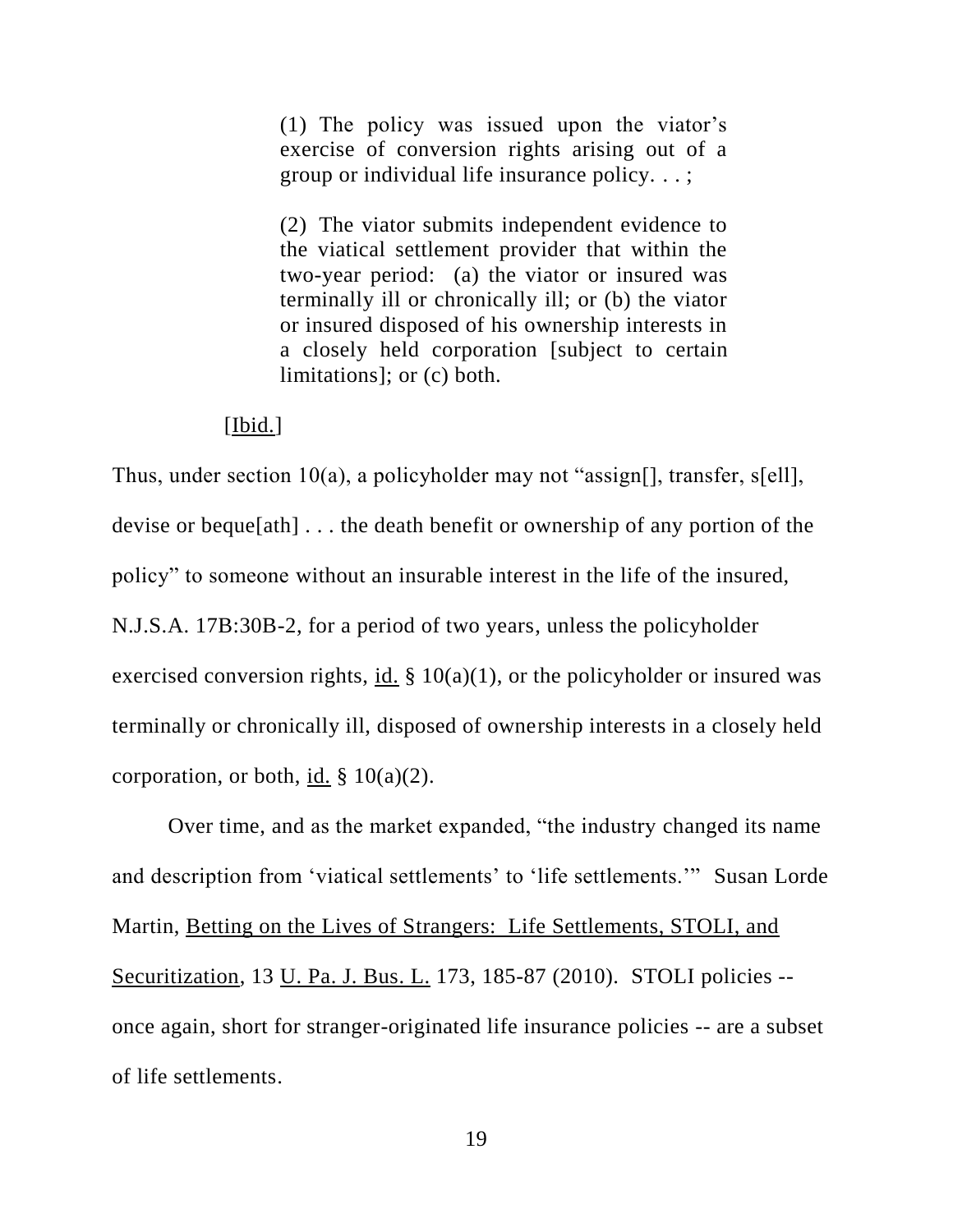> (1) The policy was issued upon the viator's exercise of conversion rights arising out of a group or individual life insurance policy. . . ;
>
> (2) The viator submits independent evidence to the viatical settlement provider that within the two-year period: (a) the viator or insured was terminally ill or chronically ill; or (b) the viator or insured disposed of his ownership interests in a closely held corporation [subject to certain limitations]; or (c) both.

[Ibid.]

Thus, under section 10(a), a policyholder may not "assign[], transfer, s[ell], devise or beque[ath] . . . the death benefit or ownership of any portion of the policy" to someone without an insurable interest in the life of the insured, N.J.S.A. 17B:30B-2, for a period of two years, unless the policyholder exercised conversion rights, id. § 10(a)(1), or the policyholder or insured was terminally or chronically ill, disposed of ownership interests in a closely held corporation, or both, id. § 10(a)(2).

Over time, and as the market expanded, "the industry changed its name and description from 'viatical settlements' to 'life settlements.'" Susan Lorde Martin, Betting on the Lives of Strangers: Life Settlements, STOLI, and Securitization, 13 U. Pa. J. Bus. L. 173, 185-87 (2010). STOLI policies -- once again, short for stranger-originated life insurance policies -- are a subset of life settlements.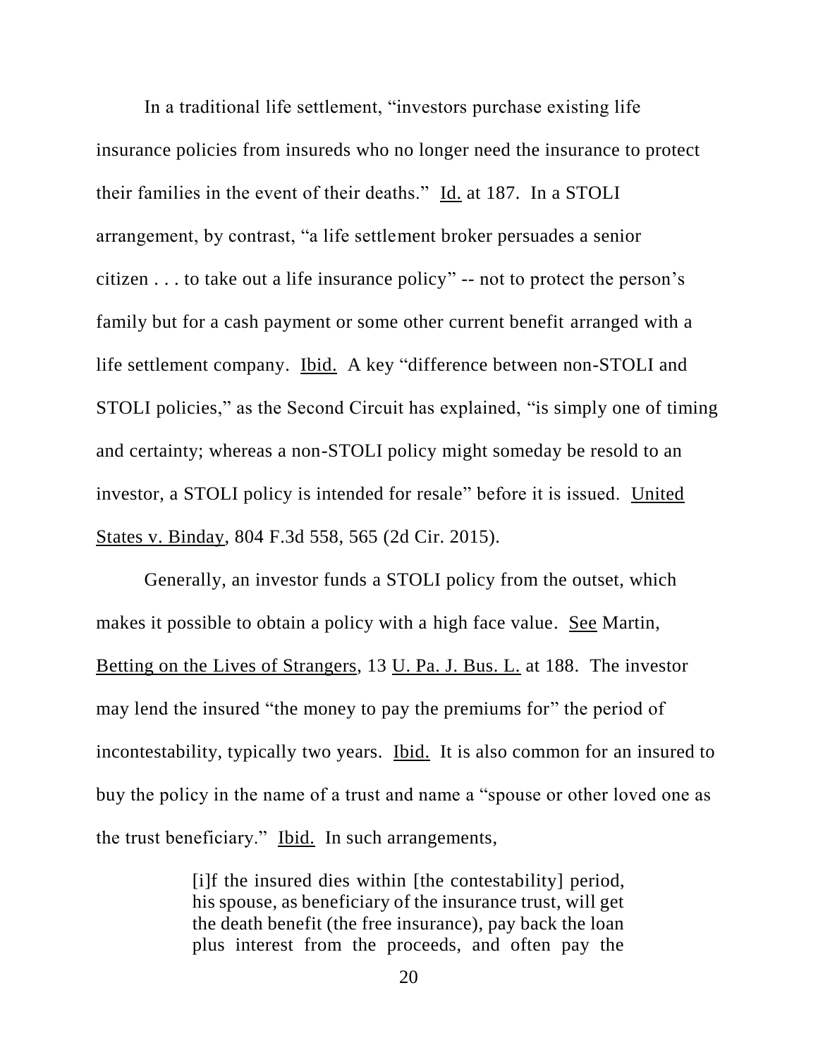In a traditional life settlement, "investors purchase existing life insurance policies from insureds who no longer need the insurance to protect their families in the event of their deaths." Id. at 187. In a STOLI arrangement, by contrast, "a life settlement broker persuades a senior citizen . . . to take out a life insurance policy" -- not to protect the person's family but for a cash payment or some other current benefit arranged with a life settlement company. Ibid. A key "difference between non-STOLI and STOLI policies," as the Second Circuit has explained, "is simply one of timing and certainty; whereas a non-STOLI policy might someday be resold to an investor, a STOLI policy is intended for resale" before it is issued. United States v. Binday, 804 F.3d 558, 565 (2d Cir. 2015).

Generally, an investor funds a STOLI policy from the outset, which makes it possible to obtain a policy with a high face value. See Martin, Betting on the Lives of Strangers, 13 U. Pa. J. Bus. L. at 188. The investor may lend the insured "the money to pay the premiums for" the period of incontestability, typically two years. Ibid. It is also common for an insured to buy the policy in the name of a trust and name a "spouse or other loved one as the trust beneficiary." Ibid. In such arrangements,

> [i]f the insured dies within [the contestability] period, his spouse, as beneficiary of the insurance trust, will get the death benefit (the free insurance), pay back the loan plus interest from the proceeds, and often pay the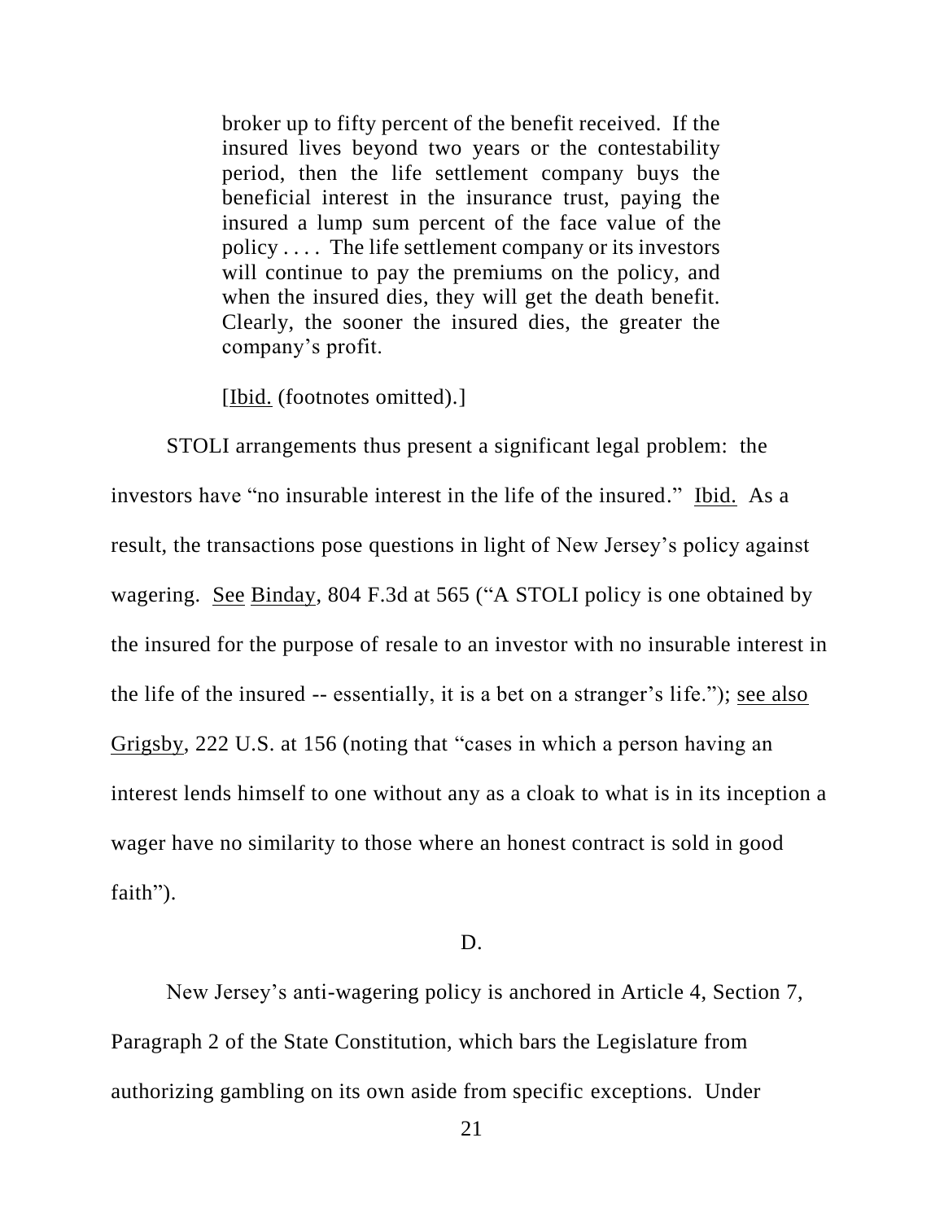> broker up to fifty percent of the benefit received. If the insured lives beyond two years or the contestability period, then the life settlement company buys the beneficial interest in the insurance trust, paying the insured a lump sum percent of the face value of the policy . . . . The life settlement company or its investors will continue to pay the premiums on the policy, and when the insured dies, they will get the death benefit. Clearly, the sooner the insured dies, the greater the company's profit.
>
> [Ibid. (footnotes omitted).]

STOLI arrangements thus present a significant legal problem: the investors have "no insurable interest in the life of the insured." Ibid. As a result, the transactions pose questions in light of New Jersey's policy against wagering. See Binday, 804 F.3d at 565 ("A STOLI policy is one obtained by the insured for the purpose of resale to an investor with no insurable interest in the life of the insured -- essentially, it is a bet on a stranger's life."); see also Grigsby, 222 U.S. at 156 (noting that "cases in which a person having an interest lends himself to one without any as a cloak to what is in its inception a wager have no similarity to those where an honest contract is sold in good faith").

D.

New Jersey's anti-wagering policy is anchored in Article 4, Section 7, Paragraph 2 of the State Constitution, which bars the Legislature from authorizing gambling on its own aside from specific exceptions. Under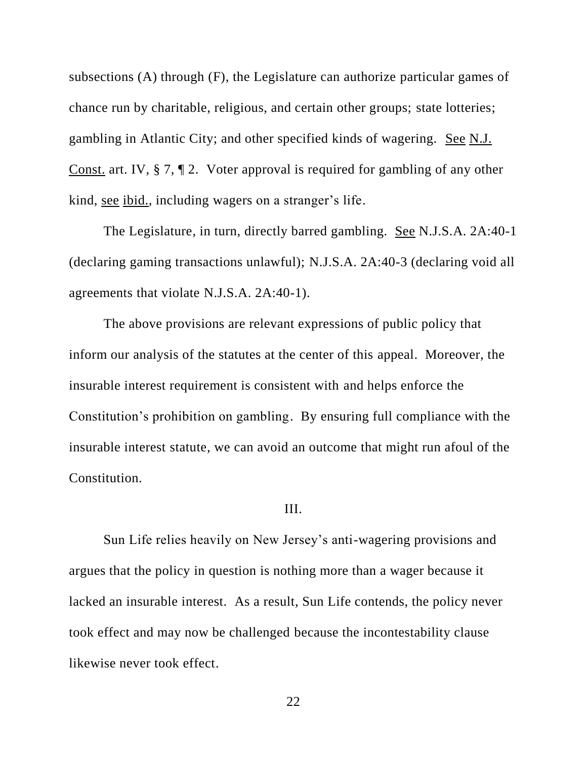subsections (A) through (F), the Legislature can authorize particular games of chance run by charitable, religious, and certain other groups; state lotteries; gambling in Atlantic City; and other specified kinds of wagering. See N.J. Const. art. IV, § 7, ¶ 2. Voter approval is required for gambling of any other kind, see ibid., including wagers on a stranger's life.

The Legislature, in turn, directly barred gambling. See N.J.S.A. 2A:40-1 (declaring gaming transactions unlawful); N.J.S.A. 2A:40-3 (declaring void all agreements that violate N.J.S.A. 2A:40-1).

The above provisions are relevant expressions of public policy that inform our analysis of the statutes at the center of this appeal. Moreover, the insurable interest requirement is consistent with and helps enforce the Constitution's prohibition on gambling. By ensuring full compliance with the insurable interest statute, we can avoid an outcome that might run afoul of the Constitution.

## III.

Sun Life relies heavily on New Jersey's anti-wagering provisions and argues that the policy in question is nothing more than a wager because it lacked an insurable interest. As a result, Sun Life contends, the policy never took effect and may now be challenged because the incontestability clause likewise never took effect.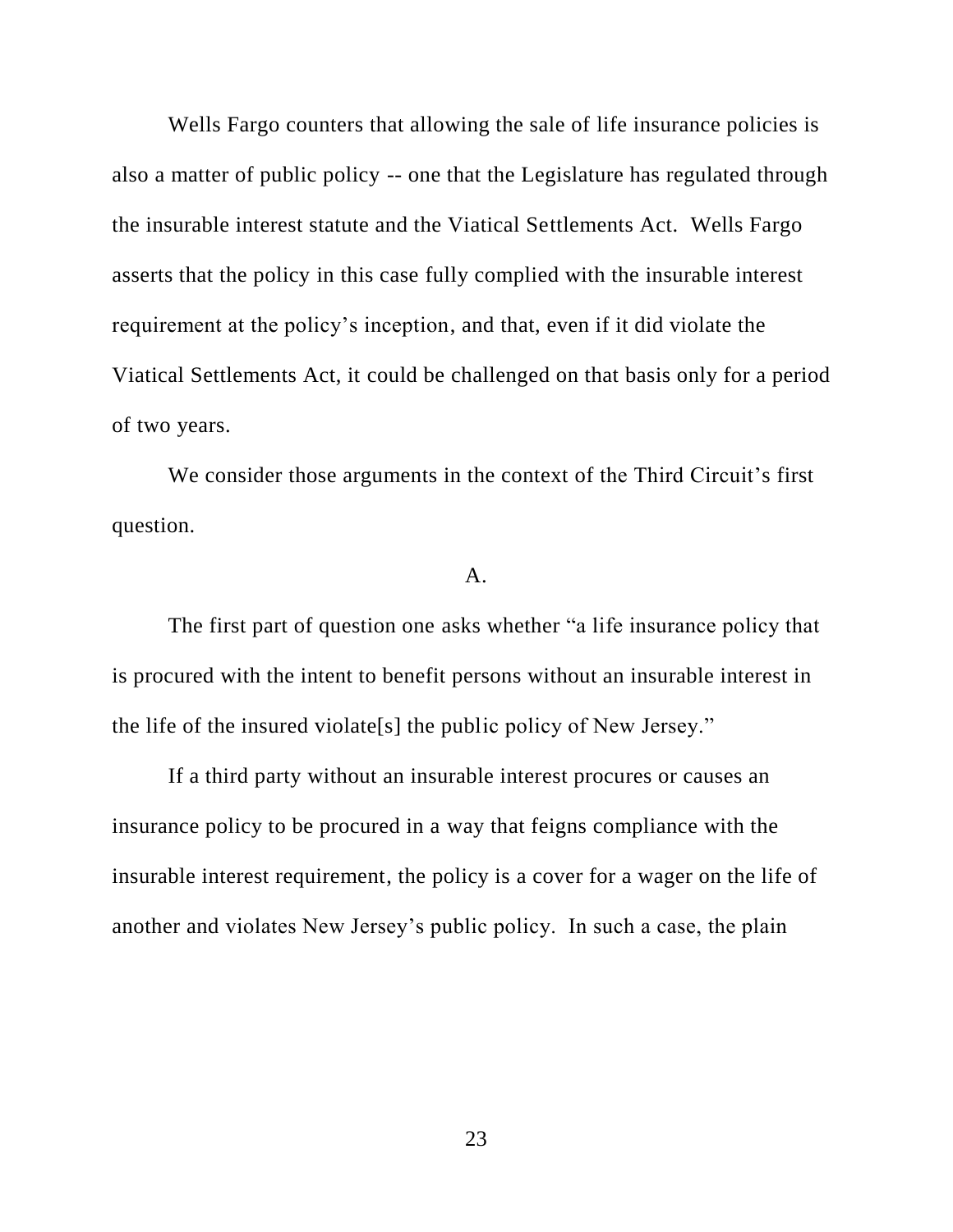Wells Fargo counters that allowing the sale of life insurance policies is also a matter of public policy -- one that the Legislature has regulated through the insurable interest statute and the Viatical Settlements Act. Wells Fargo asserts that the policy in this case fully complied with the insurable interest requirement at the policy's inception, and that, even if it did violate the Viatical Settlements Act, it could be challenged on that basis only for a period of two years.

We consider those arguments in the context of the Third Circuit's first question.

A.

The first part of question one asks whether "a life insurance policy that is procured with the intent to benefit persons without an insurable interest in the life of the insured violate[s] the public policy of New Jersey."

If a third party without an insurable interest procures or causes an insurance policy to be procured in a way that feigns compliance with the insurable interest requirement, the policy is a cover for a wager on the life of another and violates New Jersey's public policy. In such a case, the plain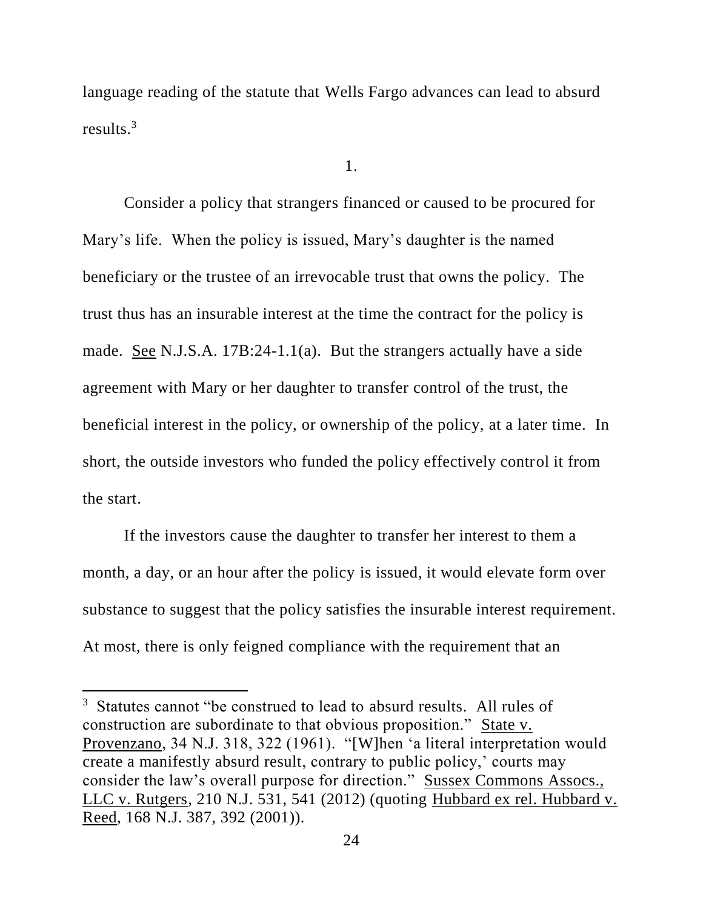language reading of the statute that Wells Fargo advances can lead to absurd results.[3]

1.

Consider a policy that strangers financed or caused to be procured for Mary's life. When the policy is issued, Mary's daughter is the named beneficiary or the trustee of an irrevocable trust that owns the policy. The trust thus has an insurable interest at the time the contract for the policy is made. See N.J.S.A. 17B:24-1.1(a). But the strangers actually have a side agreement with Mary or her daughter to transfer control of the trust, the beneficial interest in the policy, or ownership of the policy, at a later time. In short, the outside investors who funded the policy effectively control it from the start.

If the investors cause the daughter to transfer her interest to them a month, a day, or an hour after the policy is issued, it would elevate form over substance to suggest that the policy satisfies the insurable interest requirement. At most, there is only feigned compliance with the requirement that an

[3] Statutes cannot "be construed to lead to absurd results. All rules of construction are subordinate to that obvious proposition." State v. Provenzano, 34 N.J. 318, 322 (1961). "[W]hen 'a literal interpretation would create a manifestly absurd result, contrary to public policy,' courts may consider the law's overall purpose for direction." Sussex Commons Assocs., LLC v. Rutgers, 210 N.J. 531, 541 (2012) (quoting Hubbard ex rel. Hubbard v. Reed, 168 N.J. 387, 392 (2001)).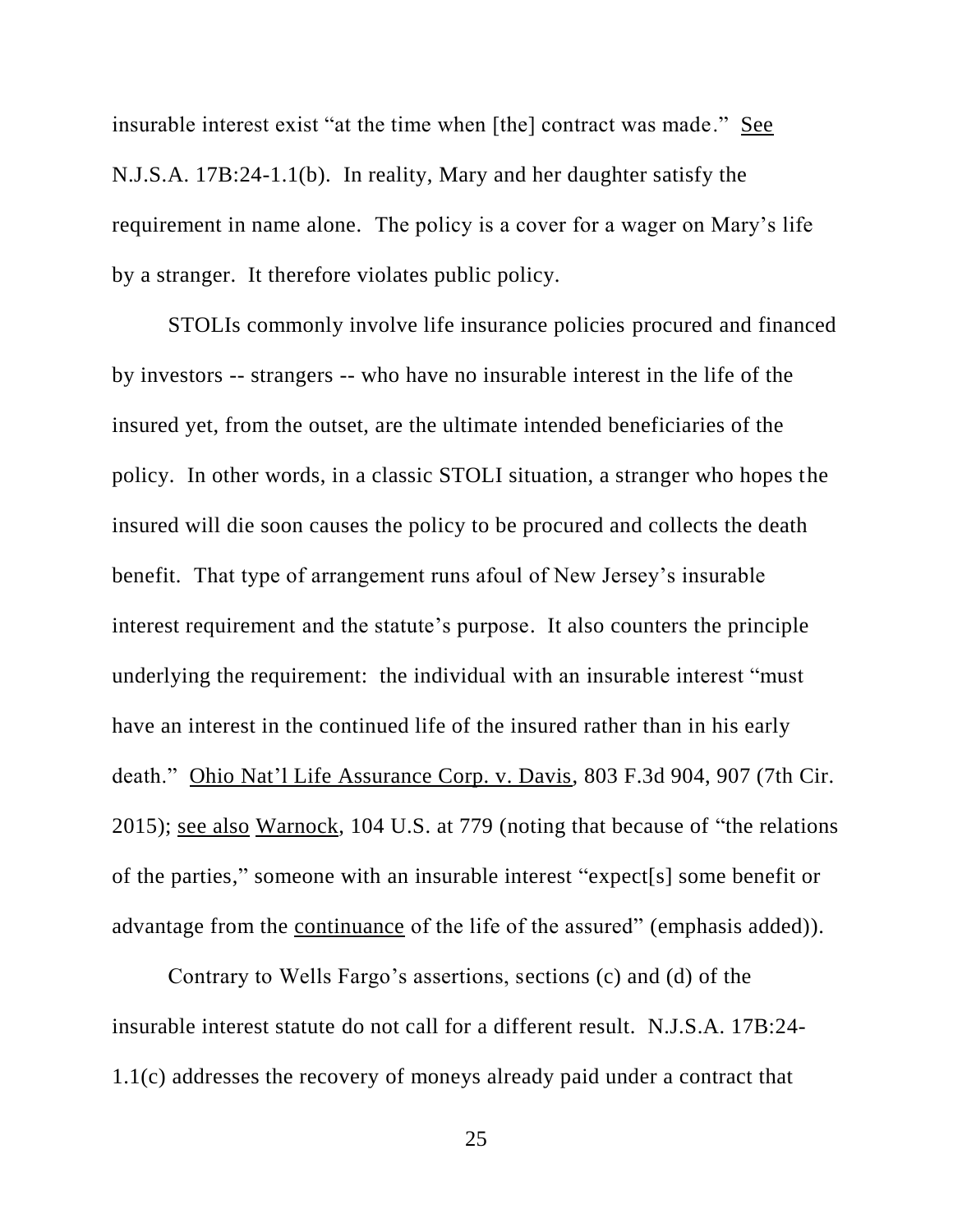insurable interest exist "at the time when [the] contract was made." See N.J.S.A. 17B:24-1.1(b). In reality, Mary and her daughter satisfy the requirement in name alone. The policy is a cover for a wager on Mary's life by a stranger. It therefore violates public policy.

STOLIs commonly involve life insurance policies procured and financed by investors -- strangers -- who have no insurable interest in the life of the insured yet, from the outset, are the ultimate intended beneficiaries of the policy. In other words, in a classic STOLI situation, a stranger who hopes the insured will die soon causes the policy to be procured and collects the death benefit. That type of arrangement runs afoul of New Jersey's insurable interest requirement and the statute's purpose. It also counters the principle underlying the requirement: the individual with an insurable interest "must have an interest in the continued life of the insured rather than in his early death." Ohio Nat'l Life Assurance Corp. v. Davis, 803 F.3d 904, 907 (7th Cir. 2015); see also Warnock, 104 U.S. at 779 (noting that because of "the relations of the parties," someone with an insurable interest "expect[s] some benefit or advantage from the continuance of the life of the assured" (emphasis added)).

Contrary to Wells Fargo's assertions, sections (c) and (d) of the insurable interest statute do not call for a different result. N.J.S.A. 17B:24-1.1(c) addresses the recovery of moneys already paid under a contract that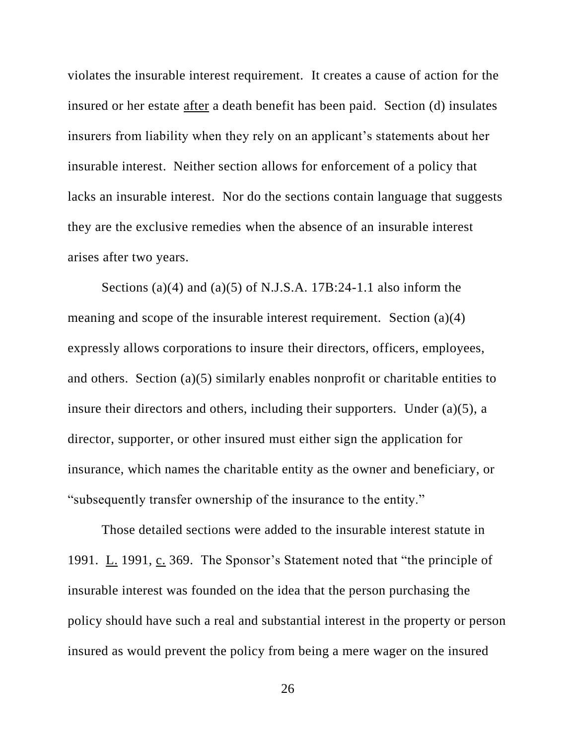violates the insurable interest requirement. It creates a cause of action for the insured or her estate <u>after</u> a death benefit has been paid. Section (d) insulates insurers from liability when they rely on an applicant's statements about her insurable interest. Neither section allows for enforcement of a policy that lacks an insurable interest. Nor do the sections contain language that suggests they are the exclusive remedies when the absence of an insurable interest arises after two years.

Sections (a)(4) and (a)(5) of N.J.S.A. 17B:24-1.1 also inform the meaning and scope of the insurable interest requirement. Section (a)(4) expressly allows corporations to insure their directors, officers, employees, and others. Section (a)(5) similarly enables nonprofit or charitable entities to insure their directors and others, including their supporters. Under (a)(5), a director, supporter, or other insured must either sign the application for insurance, which names the charitable entity as the owner and beneficiary, or "subsequently transfer ownership of the insurance to the entity."

Those detailed sections were added to the insurable interest statute in 1991. <u>L.</u> 1991, <u>c.</u> 369. The Sponsor's Statement noted that "the principle of insurable interest was founded on the idea that the person purchasing the policy should have such a real and substantial interest in the property or person insured as would prevent the policy from being a mere wager on the insured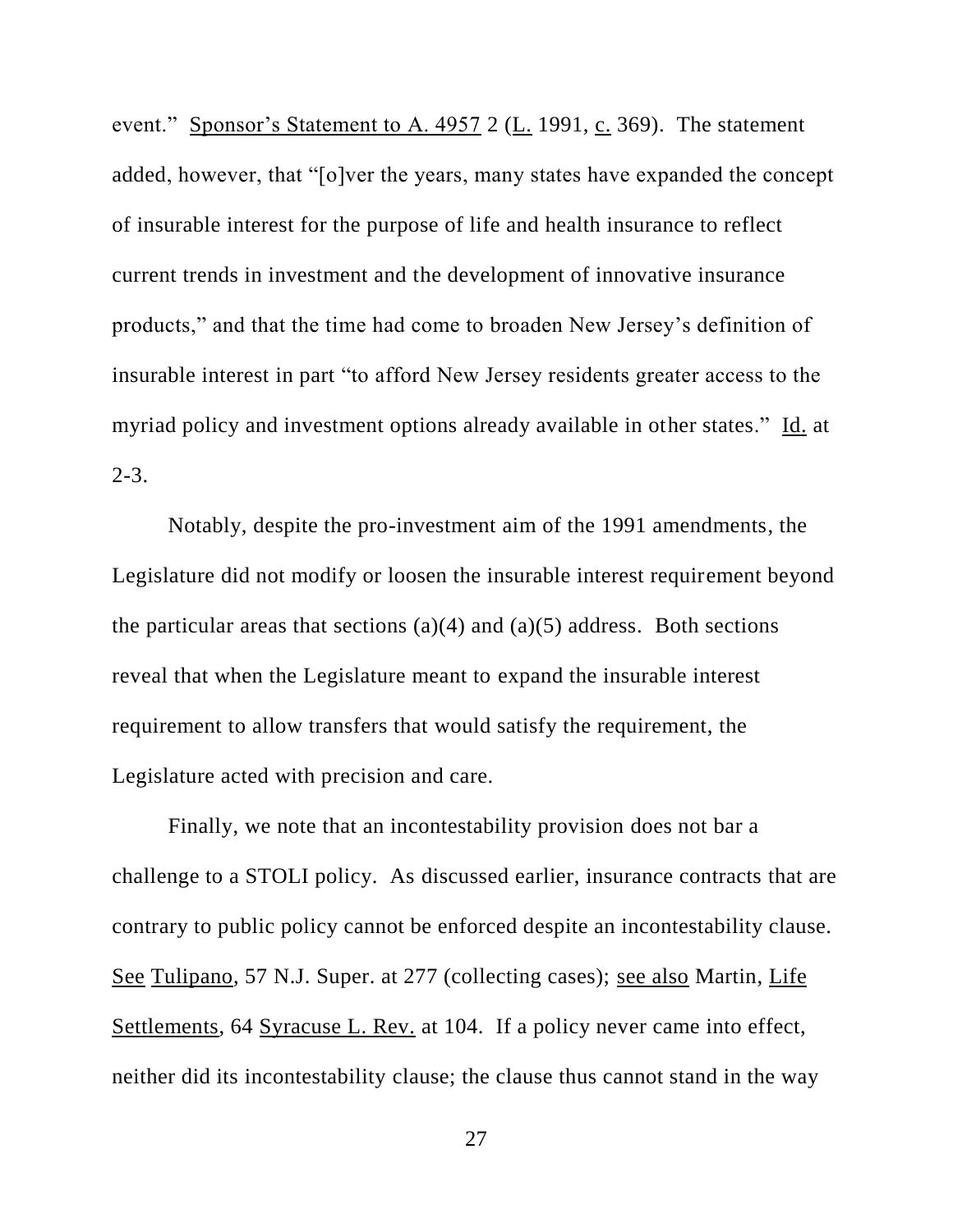event." Sponsor's Statement to A. 4957 2 (L. 1991, c. 369). The statement added, however, that "[o]ver the years, many states have expanded the concept of insurable interest for the purpose of life and health insurance to reflect current trends in investment and the development of innovative insurance products," and that the time had come to broaden New Jersey's definition of insurable interest in part "to afford New Jersey residents greater access to the myriad policy and investment options already available in other states." Id. at 2-3.

Notably, despite the pro-investment aim of the 1991 amendments, the Legislature did not modify or loosen the insurable interest requirement beyond the particular areas that sections (a)(4) and (a)(5) address. Both sections reveal that when the Legislature meant to expand the insurable interest requirement to allow transfers that would satisfy the requirement, the Legislature acted with precision and care.

Finally, we note that an incontestability provision does not bar a challenge to a STOLI policy. As discussed earlier, insurance contracts that are contrary to public policy cannot be enforced despite an incontestability clause. See Tulipano, 57 N.J. Super. at 277 (collecting cases); see also Martin, Life Settlements, 64 Syracuse L. Rev. at 104. If a policy never came into effect, neither did its incontestability clause; the clause thus cannot stand in the way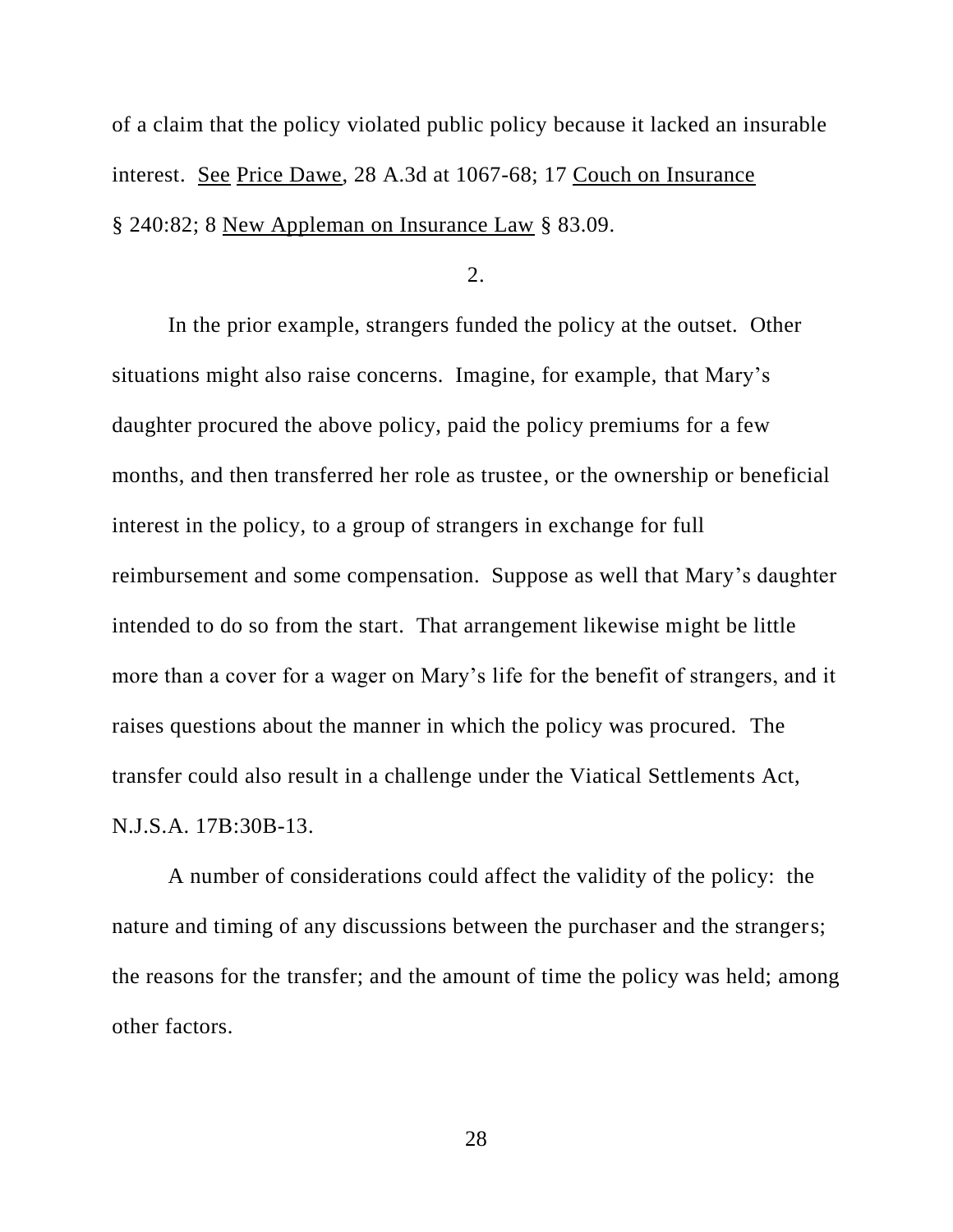of a claim that the policy violated public policy because it lacked an insurable interest. See Price Dawe, 28 A.3d at 1067-68; 17 Couch on Insurance § 240:82; 8 New Appleman on Insurance Law § 83.09.

2.

In the prior example, strangers funded the policy at the outset. Other situations might also raise concerns. Imagine, for example, that Mary's daughter procured the above policy, paid the policy premiums for a few months, and then transferred her role as trustee, or the ownership or beneficial interest in the policy, to a group of strangers in exchange for full reimbursement and some compensation. Suppose as well that Mary's daughter intended to do so from the start. That arrangement likewise might be little more than a cover for a wager on Mary's life for the benefit of strangers, and it raises questions about the manner in which the policy was procured. The transfer could also result in a challenge under the Viatical Settlements Act, N.J.S.A. 17B:30B-13.

A number of considerations could affect the validity of the policy: the nature and timing of any discussions between the purchaser and the strangers; the reasons for the transfer; and the amount of time the policy was held; among other factors.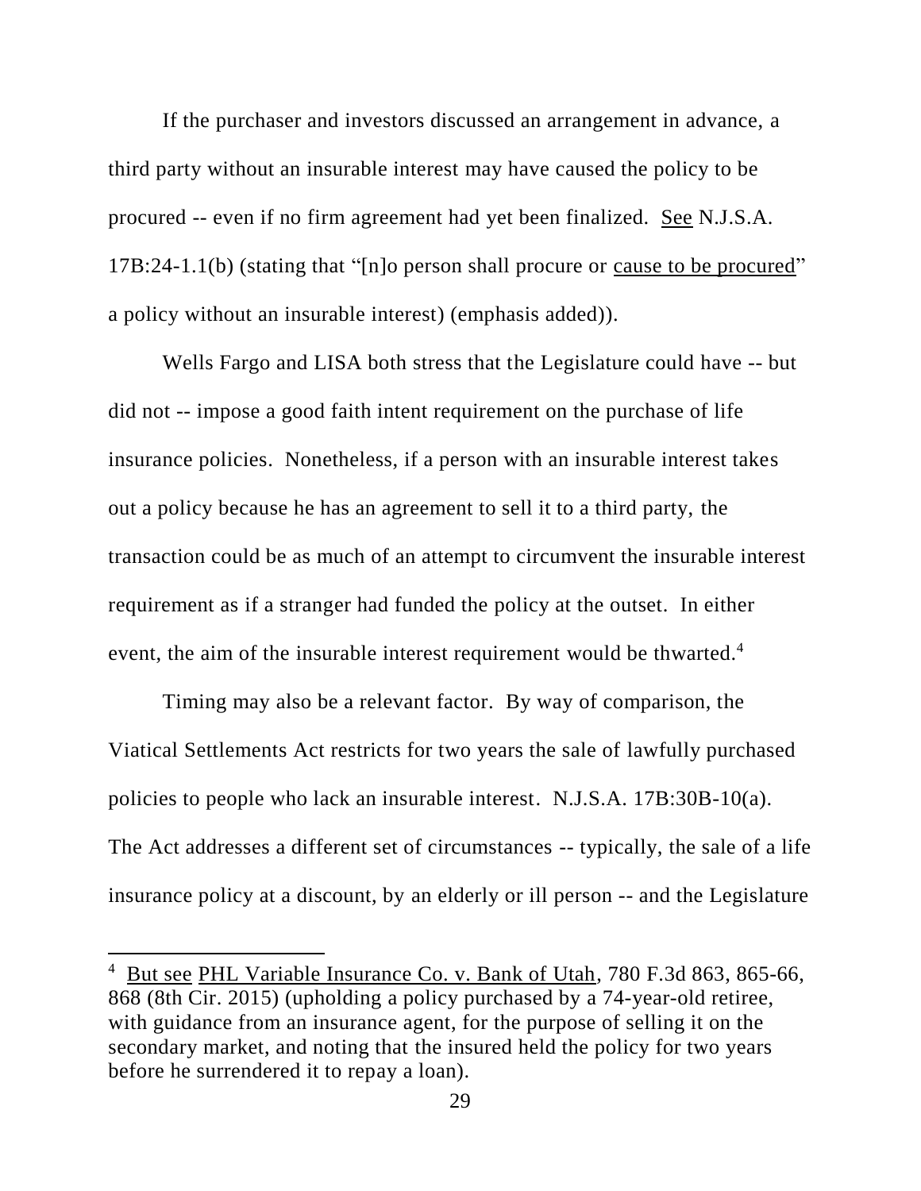If the purchaser and investors discussed an arrangement in advance, a third party without an insurable interest may have caused the policy to be procured -- even if no firm agreement had yet been finalized. See N.J.S.A. 17B:24-1.1(b) (stating that "[n]o person shall procure or cause to be procured" a policy without an insurable interest) (emphasis added)).

Wells Fargo and LISA both stress that the Legislature could have -- but did not -- impose a good faith intent requirement on the purchase of life insurance policies. Nonetheless, if a person with an insurable interest takes out a policy because he has an agreement to sell it to a third party, the transaction could be as much of an attempt to circumvent the insurable interest requirement as if a stranger had funded the policy at the outset. In either event, the aim of the insurable interest requirement would be thwarted.[4]

Timing may also be a relevant factor. By way of comparison, the Viatical Settlements Act restricts for two years the sale of lawfully purchased policies to people who lack an insurable interest. N.J.S.A. 17B:30B-10(a). The Act addresses a different set of circumstances -- typically, the sale of a life insurance policy at a discount, by an elderly or ill person -- and the Legislature

---

[4] But see PHL Variable Insurance Co. v. Bank of Utah, 780 F.3d 863, 865-66, 868 (8th Cir. 2015) (upholding a policy purchased by a 74-year-old retiree, with guidance from an insurance agent, for the purpose of selling it on the secondary market, and noting that the insured held the policy for two years before he surrendered it to repay a loan).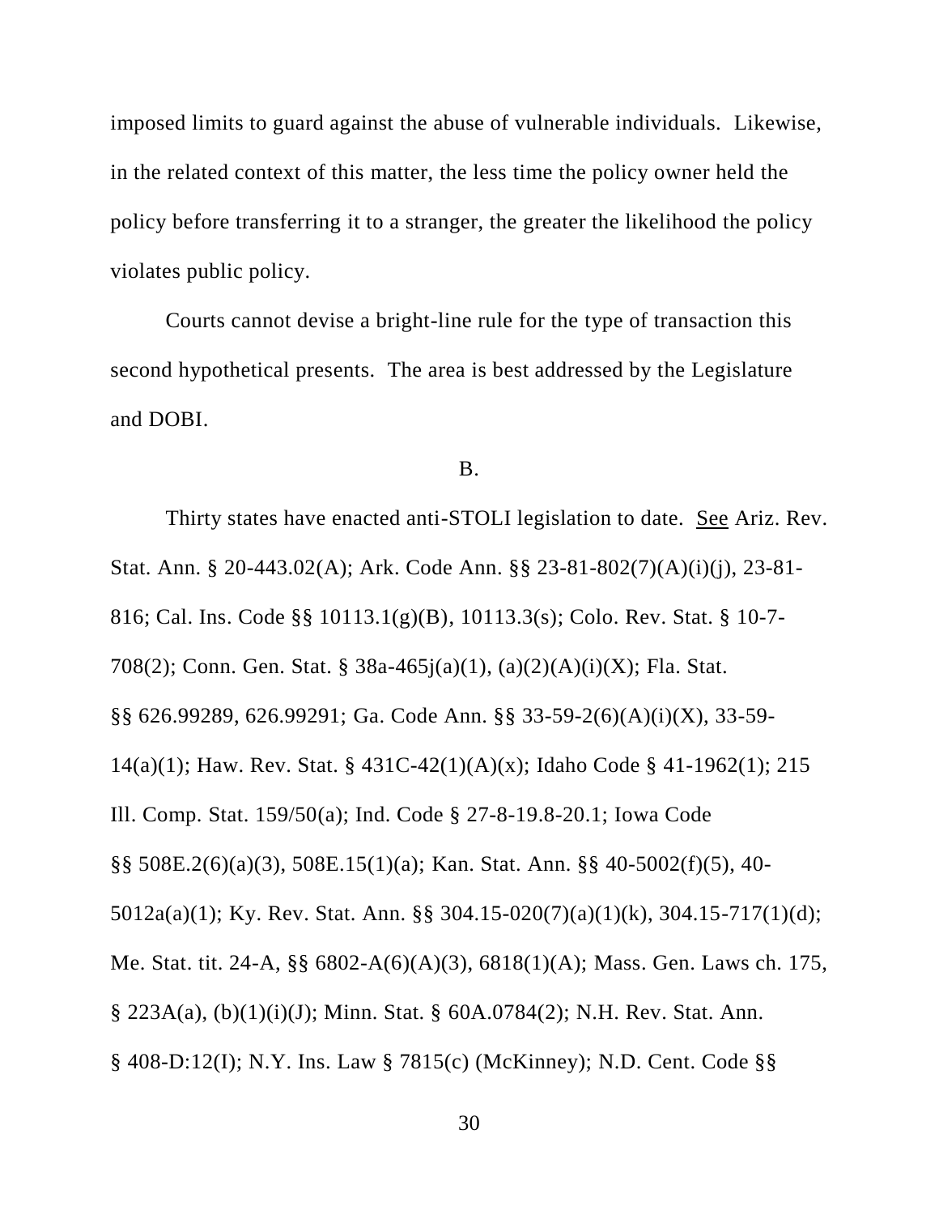imposed limits to guard against the abuse of vulnerable individuals. Likewise, in the related context of this matter, the less time the policy owner held the policy before transferring it to a stranger, the greater the likelihood the policy violates public policy.

Courts cannot devise a bright-line rule for the type of transaction this second hypothetical presents. The area is best addressed by the Legislature and DOBI.

B.

Thirty states have enacted anti-STOLI legislation to date. See Ariz. Rev. Stat. Ann. § 20-443.02(A); Ark. Code Ann. §§ 23-81-802(7)(A)(i)(j), 23-81-816; Cal. Ins. Code §§ 10113.1(g)(B), 10113.3(s); Colo. Rev. Stat. § 10-7-708(2); Conn. Gen. Stat. § 38a-465j(a)(1), (a)(2)(A)(i)(X); Fla. Stat. §§ 626.99289, 626.99291; Ga. Code Ann. §§ 33-59-2(6)(A)(i)(X), 33-59-14(a)(1); Haw. Rev. Stat. § 431C-42(1)(A)(x); Idaho Code § 41-1962(1); 215 Ill. Comp. Stat. 159/50(a); Ind. Code § 27-8-19.8-20.1; Iowa Code §§ 508E.2(6)(a)(3), 508E.15(1)(a); Kan. Stat. Ann. §§ 40-5002(f)(5), 40-5012a(a)(1); Ky. Rev. Stat. Ann. §§ 304.15-020(7)(a)(1)(k), 304.15-717(1)(d); Me. Stat. tit. 24-A, §§ 6802-A(6)(A)(3), 6818(1)(A); Mass. Gen. Laws ch. 175, § 223A(a), (b)(1)(i)(J); Minn. Stat. § 60A.0784(2); N.H. Rev. Stat. Ann. § 408-D:12(I); N.Y. Ins. Law § 7815(c) (McKinney); N.D. Cent. Code §§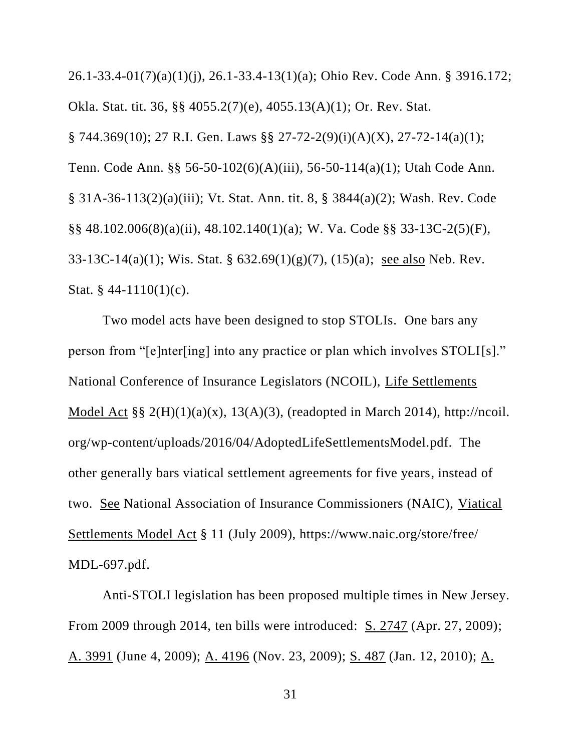26.1-33.4-01(7)(a)(1)(j), 26.1-33.4-13(1)(a); Ohio Rev. Code Ann. § 3916.172; Okla. Stat. tit. 36, §§ 4055.2(7)(e), 4055.13(A)(1); Or. Rev. Stat. § 744.369(10); 27 R.I. Gen. Laws §§ 27-72-2(9)(i)(A)(X), 27-72-14(a)(1); Tenn. Code Ann. §§ 56-50-102(6)(A)(iii), 56-50-114(a)(1); Utah Code Ann. § 31A-36-113(2)(a)(iii); Vt. Stat. Ann. tit. 8, § 3844(a)(2); Wash. Rev. Code §§ 48.102.006(8)(a)(ii), 48.102.140(1)(a); W. Va. Code §§ 33-13C-2(5)(F), 33-13C-14(a)(1); Wis. Stat. § 632.69(1)(g)(7), (15)(a); see also Neb. Rev. Stat. § 44-1110(1)(c).

Two model acts have been designed to stop STOLIs. One bars any person from "[e]nter[ing] into any practice or plan which involves STOLI[s]." National Conference of Insurance Legislators (NCOIL), Life Settlements Model Act §§ 2(H)(1)(a)(x), 13(A)(3), (readopted in March 2014), http://ncoil.org/wp-content/uploads/2016/04/AdoptedLifeSettlementsModel.pdf. The other generally bars viatical settlement agreements for five years, instead of two. See National Association of Insurance Commissioners (NAIC), Viatical Settlements Model Act § 11 (July 2009), https://www.naic.org/store/free/MDL-697.pdf.

Anti-STOLI legislation has been proposed multiple times in New Jersey. From 2009 through 2014, ten bills were introduced: S. 2747 (Apr. 27, 2009); A. 3991 (June 4, 2009); A. 4196 (Nov. 23, 2009); S. 487 (Jan. 12, 2010); A.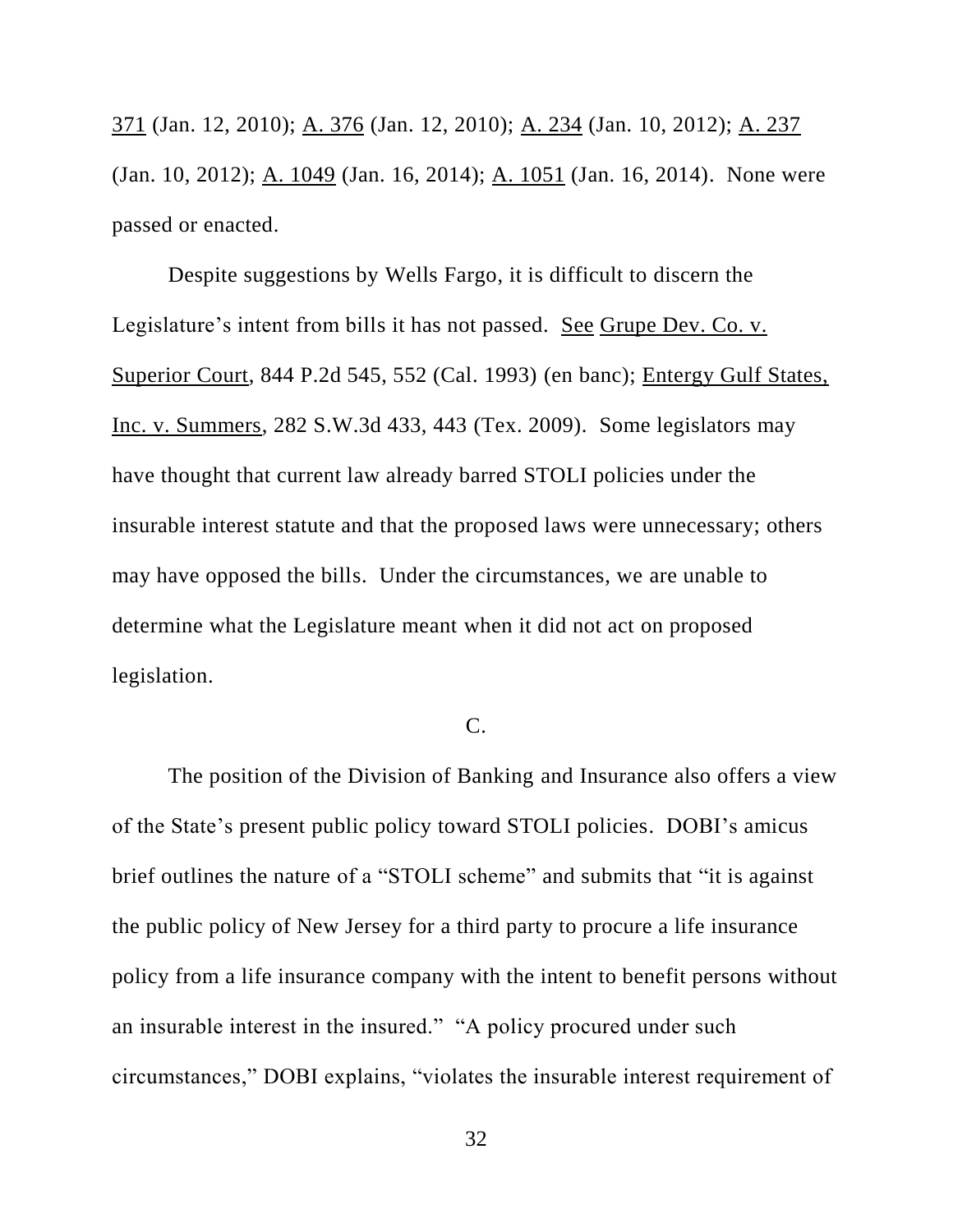371 (Jan. 12, 2010); A. 376 (Jan. 12, 2010); A. 234 (Jan. 10, 2012); A. 237 (Jan. 10, 2012); A. 1049 (Jan. 16, 2014); A. 1051 (Jan. 16, 2014). None were passed or enacted.

Despite suggestions by Wells Fargo, it is difficult to discern the Legislature's intent from bills it has not passed. See Grupe Dev. Co. v. Superior Court, 844 P.2d 545, 552 (Cal. 1993) (en banc); Entergy Gulf States, Inc. v. Summers, 282 S.W.3d 433, 443 (Tex. 2009). Some legislators may have thought that current law already barred STOLI policies under the insurable interest statute and that the proposed laws were unnecessary; others may have opposed the bills. Under the circumstances, we are unable to determine what the Legislature meant when it did not act on proposed legislation.

C.

The position of the Division of Banking and Insurance also offers a view of the State's present public policy toward STOLI policies. DOBI's amicus brief outlines the nature of a "STOLI scheme" and submits that "it is against the public policy of New Jersey for a third party to procure a life insurance policy from a life insurance company with the intent to benefit persons without an insurable interest in the insured." "A policy procured under such circumstances," DOBI explains, "violates the insurable interest requirement of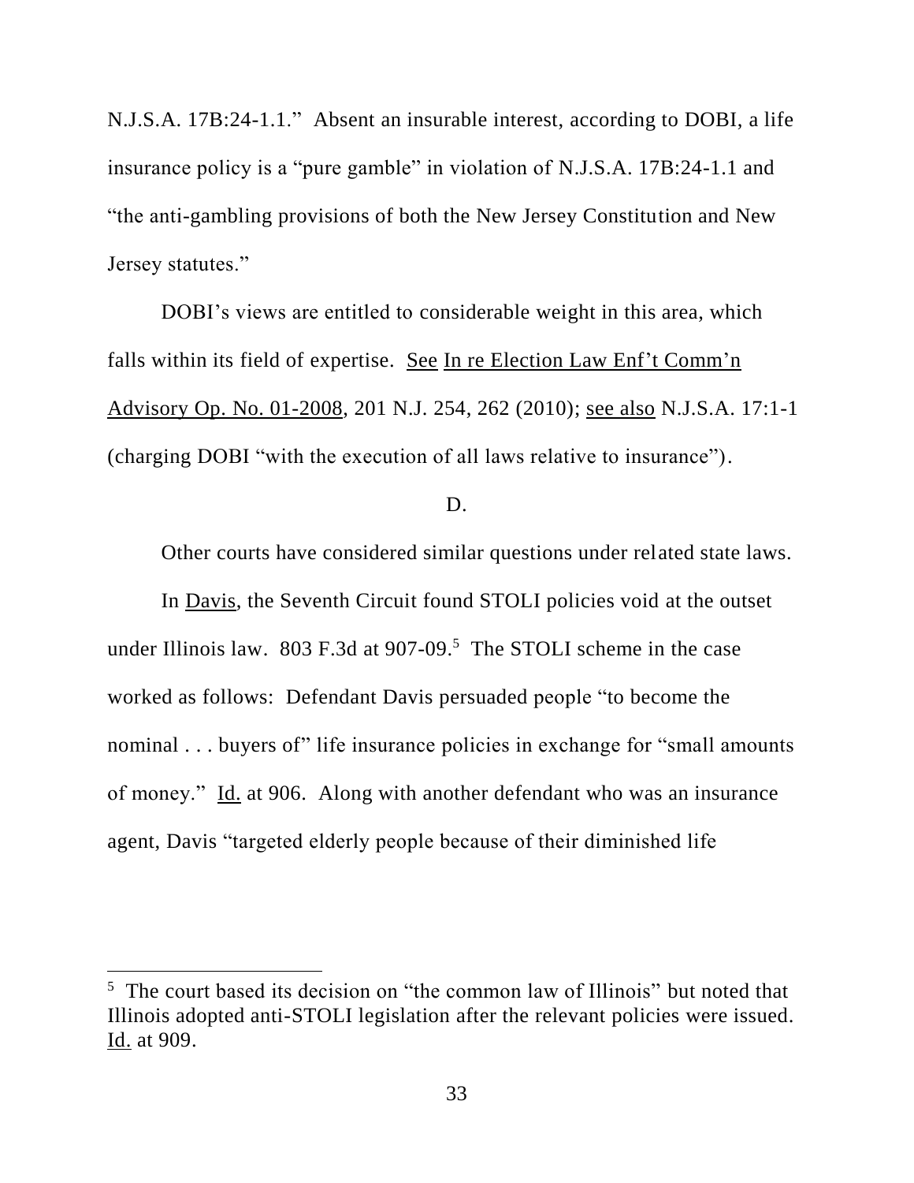N.J.S.A. 17B:24-1.1." Absent an insurable interest, according to DOBI, a life insurance policy is a "pure gamble" in violation of N.J.S.A. 17B:24-1.1 and "the anti-gambling provisions of both the New Jersey Constitution and New Jersey statutes."

DOBI's views are entitled to considerable weight in this area, which falls within its field of expertise. See In re Election Law Enf't Comm'n Advisory Op. No. 01-2008, 201 N.J. 254, 262 (2010); see also N.J.S.A. 17:1-1 (charging DOBI "with the execution of all laws relative to insurance").

D.

Other courts have considered similar questions under related state laws.

In Davis, the Seventh Circuit found STOLI policies void at the outset under Illinois law. 803 F.3d at 907-09.[5] The STOLI scheme in the case worked as follows: Defendant Davis persuaded people "to become the nominal . . . buyers of" life insurance policies in exchange for "small amounts of money." Id. at 906. Along with another defendant who was an insurance agent, Davis "targeted elderly people because of their diminished life

[5] The court based its decision on "the common law of Illinois" but noted that Illinois adopted anti-STOLI legislation after the relevant policies were issued. Id. at 909.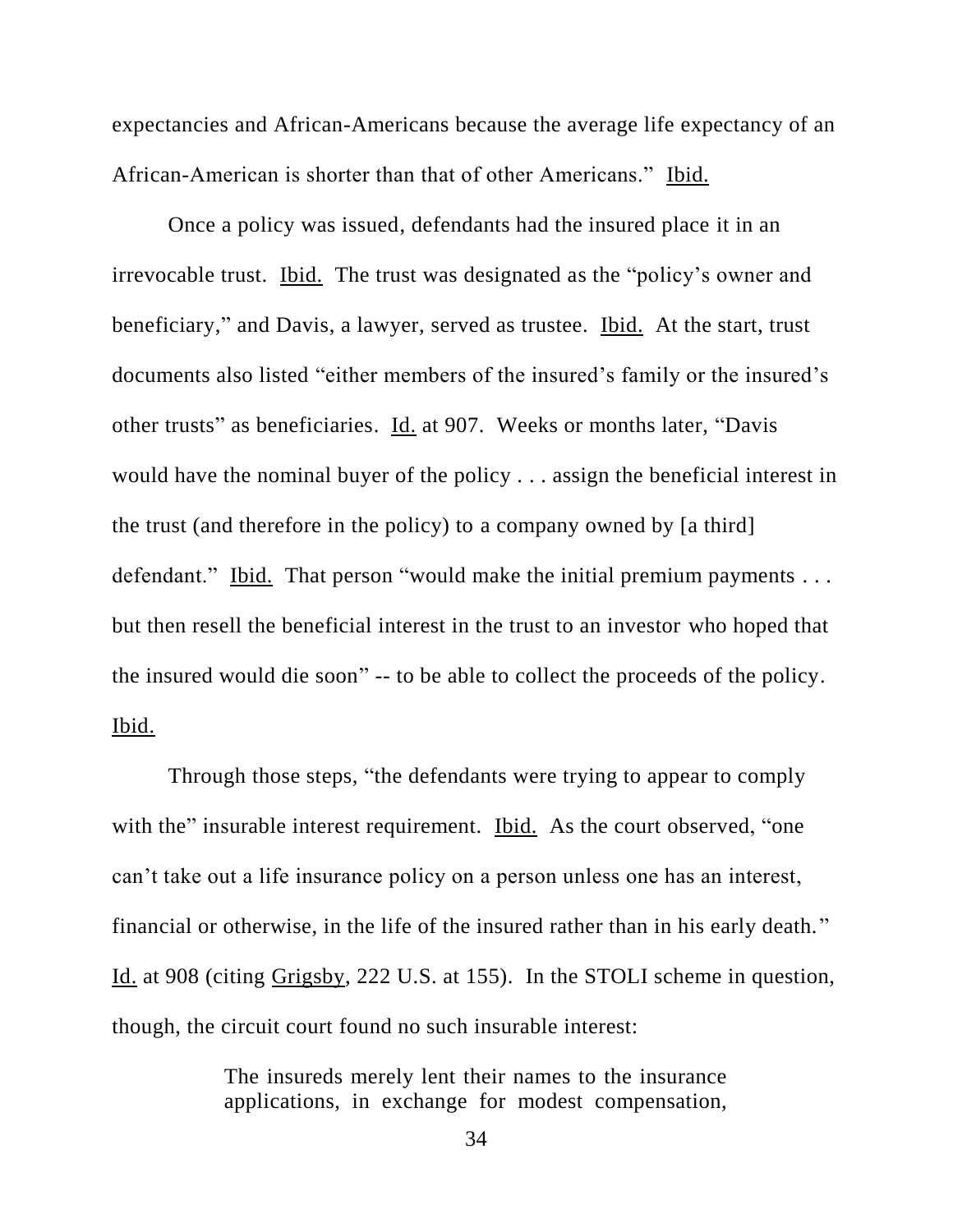expectancies and African-Americans because the average life expectancy of an African-American is shorter than that of other Americans." Ibid.

Once a policy was issued, defendants had the insured place it in an irrevocable trust. Ibid. The trust was designated as the "policy's owner and beneficiary," and Davis, a lawyer, served as trustee. Ibid. At the start, trust documents also listed "either members of the insured's family or the insured's other trusts" as beneficiaries. Id. at 907. Weeks or months later, "Davis would have the nominal buyer of the policy . . . assign the beneficial interest in the trust (and therefore in the policy) to a company owned by [a third] defendant." Ibid. That person "would make the initial premium payments . . . but then resell the beneficial interest in the trust to an investor who hoped that the insured would die soon" -- to be able to collect the proceeds of the policy. Ibid.

Through those steps, "the defendants were trying to appear to comply with the" insurable interest requirement. Ibid. As the court observed, "one can't take out a life insurance policy on a person unless one has an interest, financial or otherwise, in the life of the insured rather than in his early death." Id. at 908 (citing Grigsby, 222 U.S. at 155). In the STOLI scheme in question, though, the circuit court found no such insurable interest:

> The insureds merely lent their names to the insurance applications, in exchange for modest compensation,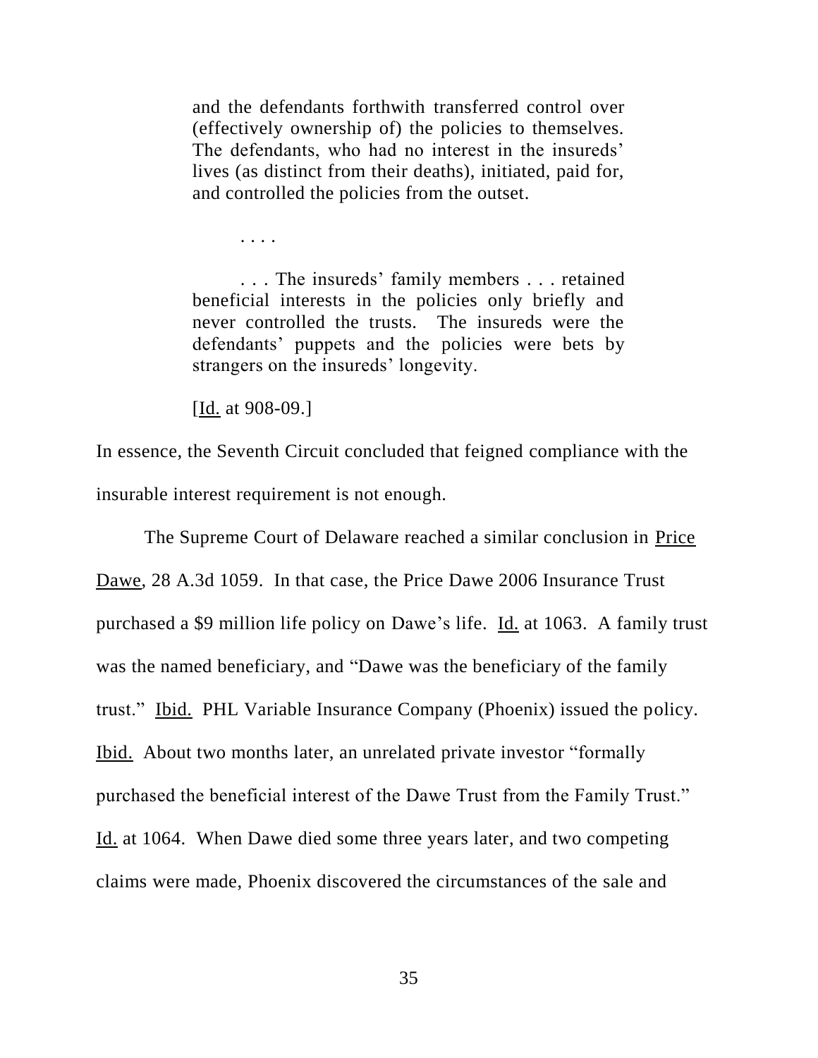> and the defendants forthwith transferred control over (effectively ownership of) the policies to themselves. The defendants, who had no interest in the insureds' lives (as distinct from their deaths), initiated, paid for, and controlled the policies from the outset.
>
> . . . .
>
> . . . The insureds' family members . . . retained beneficial interests in the policies only briefly and never controlled the trusts. The insureds were the defendants' puppets and the policies were bets by strangers on the insureds' longevity.
>
> [Id. at 908-09.]

In essence, the Seventh Circuit concluded that feigned compliance with the insurable interest requirement is not enough.

The Supreme Court of Delaware reached a similar conclusion in Price Dawe, 28 A.3d 1059. In that case, the Price Dawe 2006 Insurance Trust purchased a $9 million life policy on Dawe's life. Id. at 1063. A family trust was the named beneficiary, and "Dawe was the beneficiary of the family trust." Ibid. PHL Variable Insurance Company (Phoenix) issued the policy. Ibid. About two months later, an unrelated private investor "formally purchased the beneficial interest of the Dawe Trust from the Family Trust." Id. at 1064. When Dawe died some three years later, and two competing claims were made, Phoenix discovered the circumstances of the sale and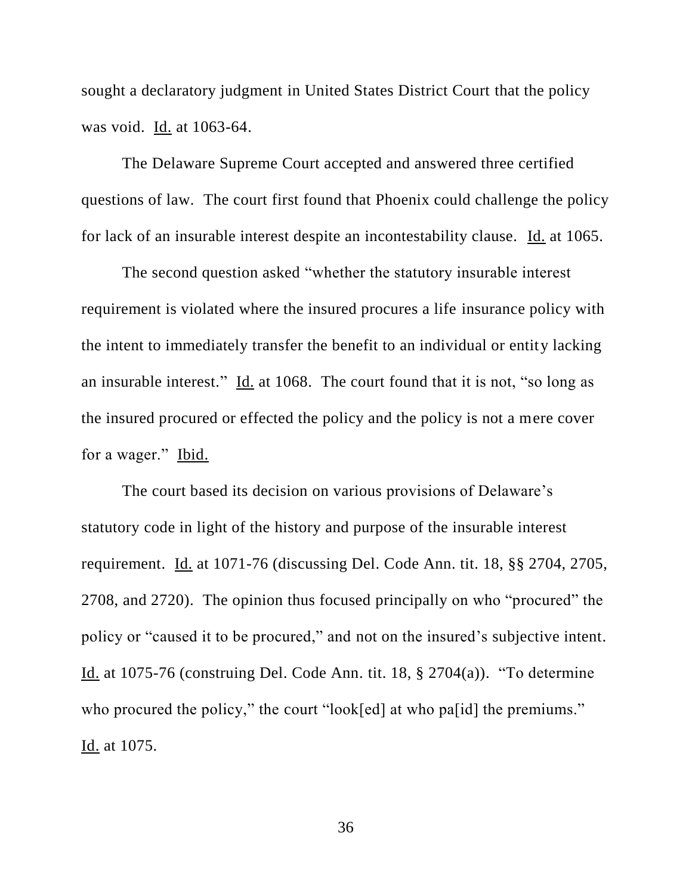sought a declaratory judgment in United States District Court that the policy was void. Id. at 1063-64.

The Delaware Supreme Court accepted and answered three certified questions of law. The court first found that Phoenix could challenge the policy for lack of an insurable interest despite an incontestability clause. Id. at 1065.

The second question asked "whether the statutory insurable interest requirement is violated where the insured procures a life insurance policy with the intent to immediately transfer the benefit to an individual or entity lacking an insurable interest." Id. at 1068. The court found that it is not, "so long as the insured procured or effected the policy and the policy is not a mere cover for a wager." Ibid.

The court based its decision on various provisions of Delaware's statutory code in light of the history and purpose of the insurable interest requirement. Id. at 1071-76 (discussing Del. Code Ann. tit. 18, §§ 2704, 2705, 2708, and 2720). The opinion thus focused principally on who "procured" the policy or "caused it to be procured," and not on the insured's subjective intent. Id. at 1075-76 (construing Del. Code Ann. tit. 18, § 2704(a)). "To determine who procured the policy," the court "look[ed] at who pa[id] the premiums." Id. at 1075.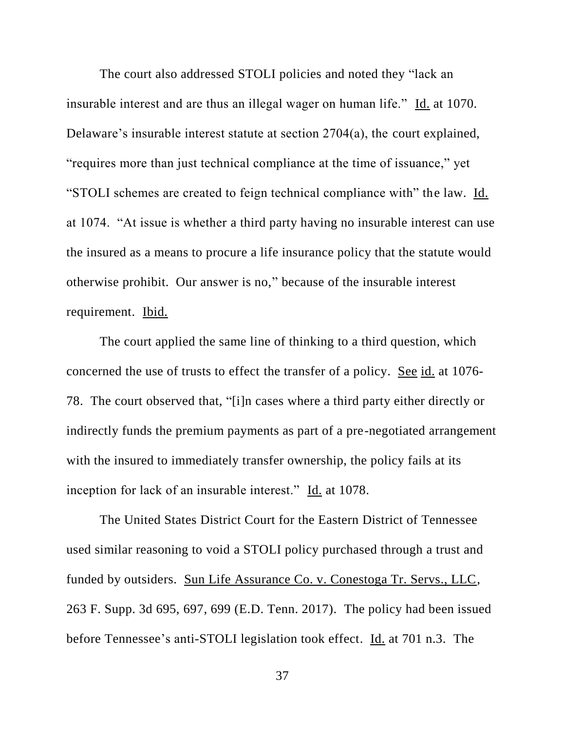The court also addressed STOLI policies and noted they "lack an insurable interest and are thus an illegal wager on human life." Id. at 1070. Delaware's insurable interest statute at section 2704(a), the court explained, "requires more than just technical compliance at the time of issuance," yet "STOLI schemes are created to feign technical compliance with" the law. Id. at 1074. "At issue is whether a third party having no insurable interest can use the insured as a means to procure a life insurance policy that the statute would otherwise prohibit. Our answer is no," because of the insurable interest requirement. Ibid.

The court applied the same line of thinking to a third question, which concerned the use of trusts to effect the transfer of a policy. See id. at 1076-78. The court observed that, "[i]n cases where a third party either directly or indirectly funds the premium payments as part of a pre-negotiated arrangement with the insured to immediately transfer ownership, the policy fails at its inception for lack of an insurable interest." Id. at 1078.

The United States District Court for the Eastern District of Tennessee used similar reasoning to void a STOLI policy purchased through a trust and funded by outsiders. Sun Life Assurance Co. v. Conestoga Tr. Servs., LLC, 263 F. Supp. 3d 695, 697, 699 (E.D. Tenn. 2017). The policy had been issued before Tennessee's anti-STOLI legislation took effect. Id. at 701 n.3. The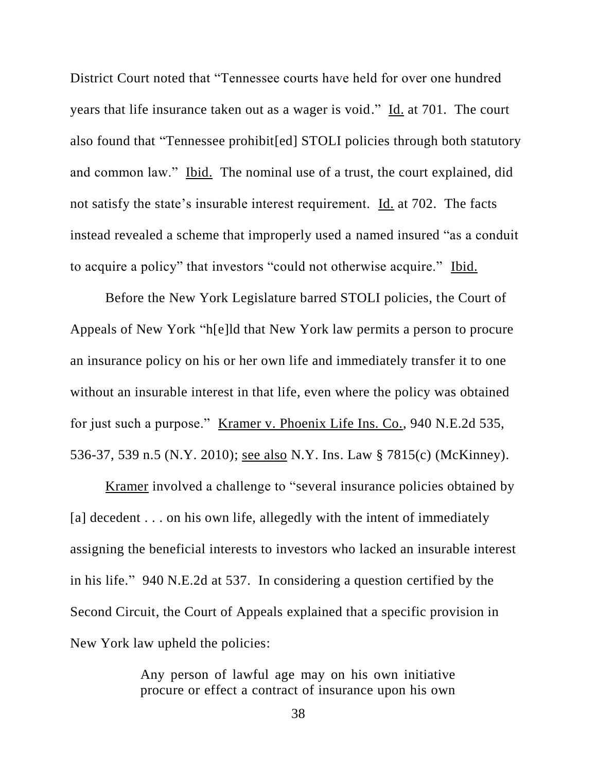District Court noted that "Tennessee courts have held for over one hundred years that life insurance taken out as a wager is void." Id. at 701. The court also found that "Tennessee prohibit[ed] STOLI policies through both statutory and common law." Ibid. The nominal use of a trust, the court explained, did not satisfy the state's insurable interest requirement. Id. at 702. The facts instead revealed a scheme that improperly used a named insured "as a conduit to acquire a policy" that investors "could not otherwise acquire." Ibid.

Before the New York Legislature barred STOLI policies, the Court of Appeals of New York "h[e]ld that New York law permits a person to procure an insurance policy on his or her own life and immediately transfer it to one without an insurable interest in that life, even where the policy was obtained for just such a purpose." Kramer v. Phoenix Life Ins. Co., 940 N.E.2d 535, 536-37, 539 n.5 (N.Y. 2010); see also N.Y. Ins. Law § 7815(c) (McKinney).

Kramer involved a challenge to "several insurance policies obtained by [a] decedent . . . on his own life, allegedly with the intent of immediately assigning the beneficial interests to investors who lacked an insurable interest in his life." 940 N.E.2d at 537. In considering a question certified by the Second Circuit, the Court of Appeals explained that a specific provision in New York law upheld the policies:

> Any person of lawful age may on his own initiative procure or effect a contract of insurance upon his own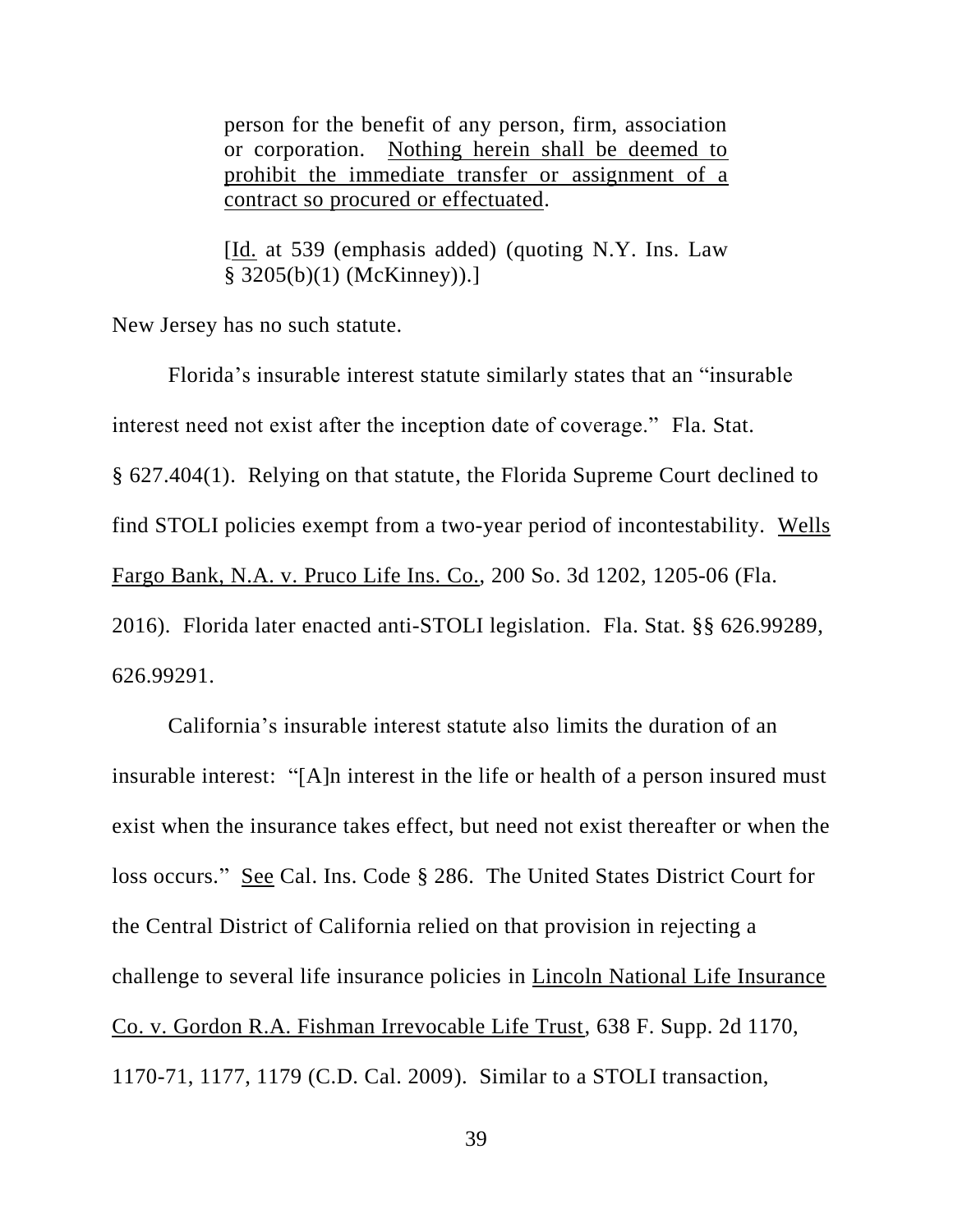> person for the benefit of any person, firm, association or corporation. Nothing herein shall be deemed to prohibit the immediate transfer or assignment of a contract so procured or effectuated.
>
> [Id. at 539 (emphasis added) (quoting N.Y. Ins. Law § 3205(b)(1) (McKinney)).]

New Jersey has no such statute.

Florida's insurable interest statute similarly states that an "insurable interest need not exist after the inception date of coverage." Fla. Stat. § 627.404(1). Relying on that statute, the Florida Supreme Court declined to find STOLI policies exempt from a two-year period of incontestability. Wells Fargo Bank, N.A. v. Pruco Life Ins. Co., 200 So. 3d 1202, 1205-06 (Fla. 2016). Florida later enacted anti-STOLI legislation. Fla. Stat. §§ 626.99289, 626.99291.

California's insurable interest statute also limits the duration of an insurable interest: "[A]n interest in the life or health of a person insured must exist when the insurance takes effect, but need not exist thereafter or when the loss occurs." See Cal. Ins. Code § 286. The United States District Court for the Central District of California relied on that provision in rejecting a challenge to several life insurance policies in Lincoln National Life Insurance Co. v. Gordon R.A. Fishman Irrevocable Life Trust, 638 F. Supp. 2d 1170, 1170-71, 1177, 1179 (C.D. Cal. 2009). Similar to a STOLI transaction,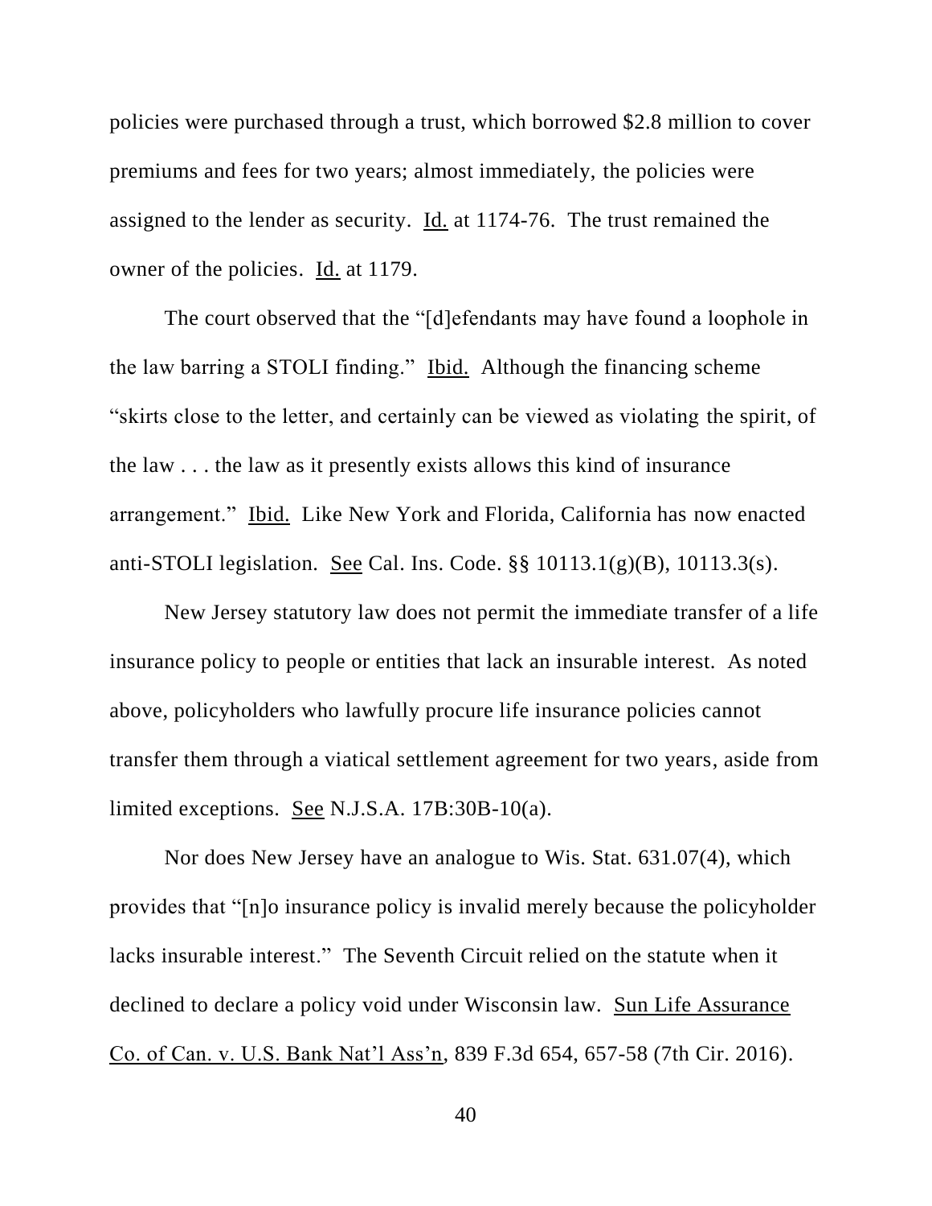policies were purchased through a trust, which borrowed $2.8 million to cover premiums and fees for two years; almost immediately, the policies were assigned to the lender as security. Id. at 1174-76. The trust remained the owner of the policies. Id. at 1179.

The court observed that the "[d]efendants may have found a loophole in the law barring a STOLI finding." Ibid. Although the financing scheme "skirts close to the letter, and certainly can be viewed as violating the spirit, of the law . . . the law as it presently exists allows this kind of insurance arrangement." Ibid. Like New York and Florida, California has now enacted anti-STOLI legislation. See Cal. Ins. Code. §§ 10113.1(g)(B), 10113.3(s).

New Jersey statutory law does not permit the immediate transfer of a life insurance policy to people or entities that lack an insurable interest. As noted above, policyholders who lawfully procure life insurance policies cannot transfer them through a viatical settlement agreement for two years, aside from limited exceptions. See N.J.S.A. 17B:30B-10(a).

Nor does New Jersey have an analogue to Wis. Stat. 631.07(4), which provides that "[n]o insurance policy is invalid merely because the policyholder lacks insurable interest." The Seventh Circuit relied on the statute when it declined to declare a policy void under Wisconsin law. Sun Life Assurance Co. of Can. v. U.S. Bank Nat'l Ass'n, 839 F.3d 654, 657-58 (7th Cir. 2016).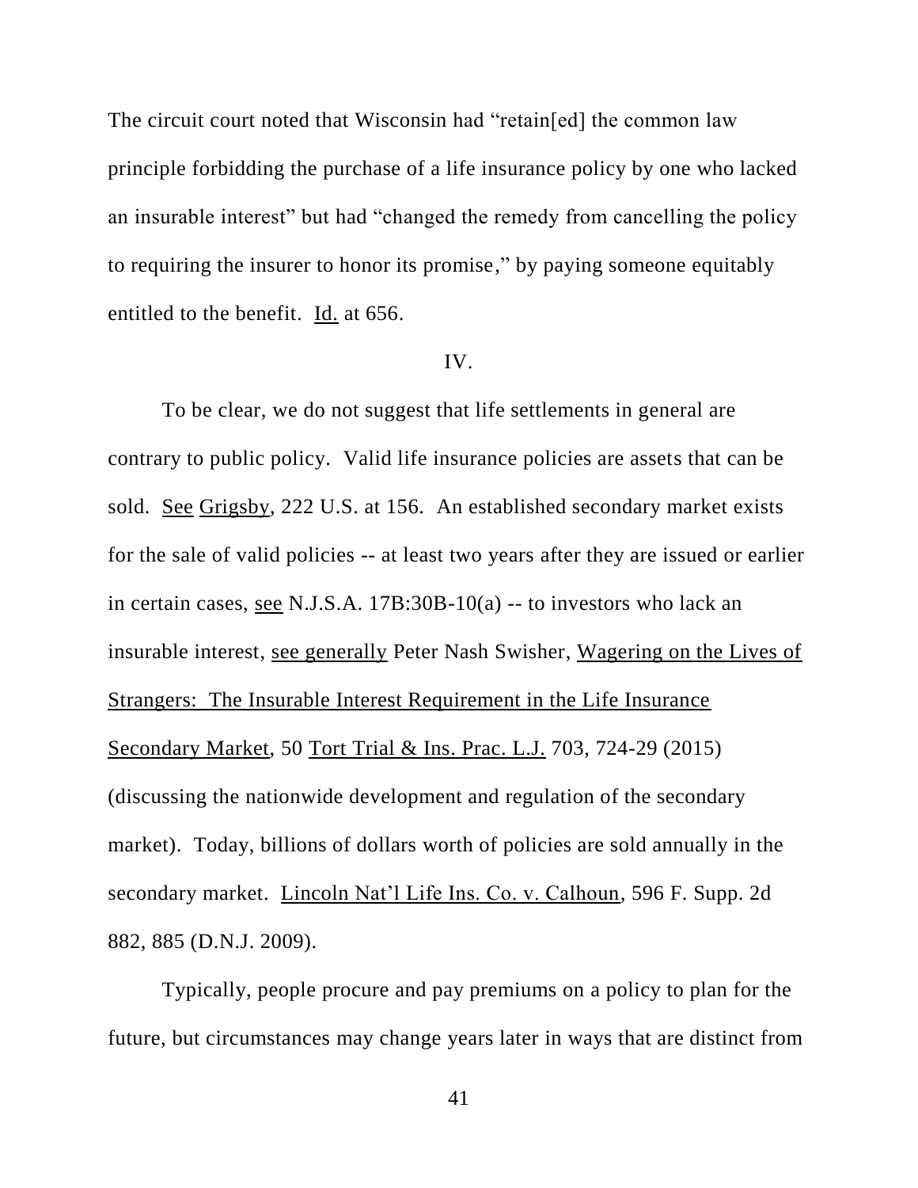The circuit court noted that Wisconsin had "retain[ed] the common law principle forbidding the purchase of a life insurance policy by one who lacked an insurable interest" but had "changed the remedy from cancelling the policy to requiring the insurer to honor its promise," by paying someone equitably entitled to the benefit. Id. at 656.

IV.

To be clear, we do not suggest that life settlements in general are contrary to public policy. Valid life insurance policies are assets that can be sold. See Grigsby, 222 U.S. at 156. An established secondary market exists for the sale of valid policies -- at least two years after they are issued or earlier in certain cases, see N.J.S.A. 17B:30B-10(a) -- to investors who lack an insurable interest, see generally Peter Nash Swisher, Wagering on the Lives of Strangers: The Insurable Interest Requirement in the Life Insurance Secondary Market, 50 Tort Trial & Ins. Prac. L.J. 703, 724-29 (2015) (discussing the nationwide development and regulation of the secondary market). Today, billions of dollars worth of policies are sold annually in the secondary market. Lincoln Nat'l Life Ins. Co. v. Calhoun, 596 F. Supp. 2d 882, 885 (D.N.J. 2009).

Typically, people procure and pay premiums on a policy to plan for the future, but circumstances may change years later in ways that are distinct from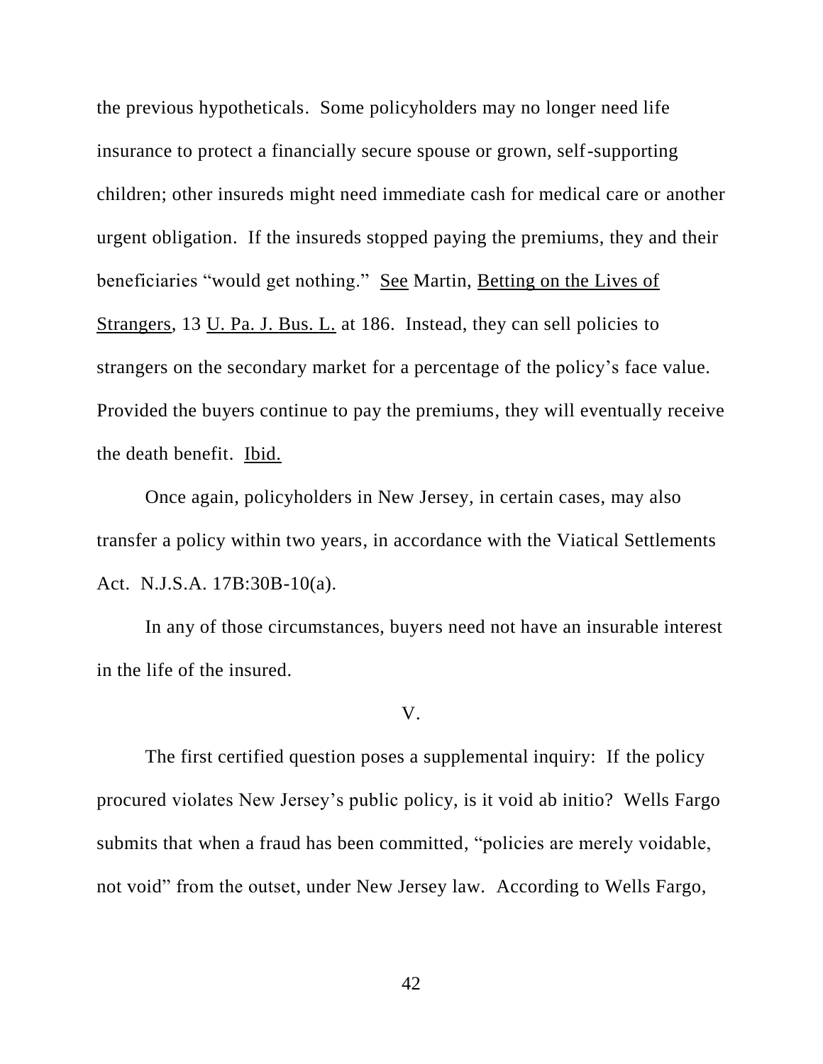the previous hypotheticals. Some policyholders may no longer need life insurance to protect a financially secure spouse or grown, self-supporting children; other insureds might need immediate cash for medical care or another urgent obligation. If the insureds stopped paying the premiums, they and their beneficiaries "would get nothing." See Martin, Betting on the Lives of Strangers, 13 U. Pa. J. Bus. L. at 186. Instead, they can sell policies to strangers on the secondary market for a percentage of the policy's face value. Provided the buyers continue to pay the premiums, they will eventually receive the death benefit. Ibid.

Once again, policyholders in New Jersey, in certain cases, may also transfer a policy within two years, in accordance with the Viatical Settlements Act. N.J.S.A. 17B:30B-10(a).

In any of those circumstances, buyers need not have an insurable interest in the life of the insured.

## V.

The first certified question poses a supplemental inquiry: If the policy procured violates New Jersey's public policy, is it void ab initio? Wells Fargo submits that when a fraud has been committed, "policies are merely voidable, not void" from the outset, under New Jersey law. According to Wells Fargo,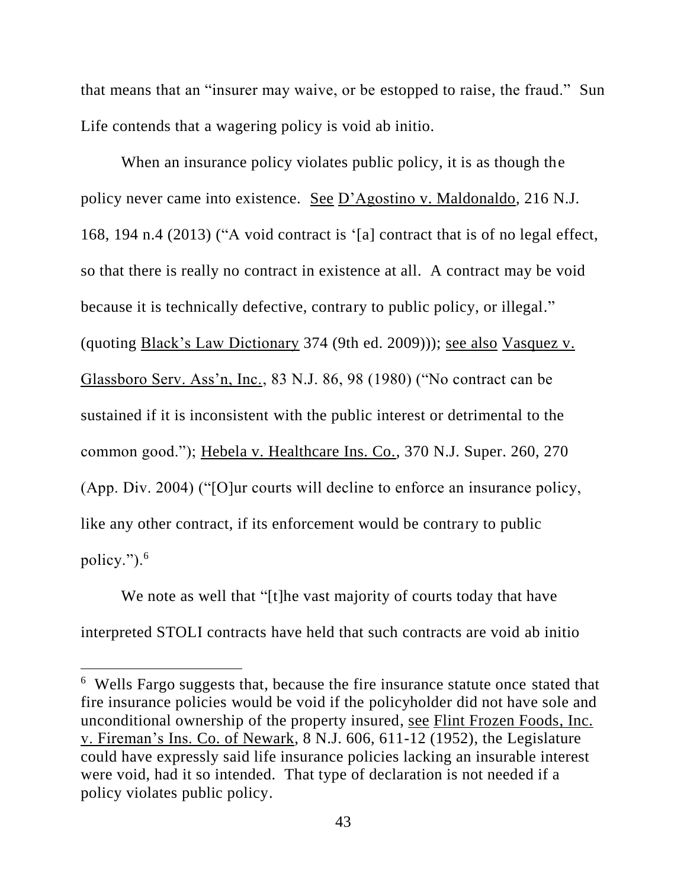that means that an "insurer may waive, or be estopped to raise, the fraud." Sun Life contends that a wagering policy is void ab initio.

When an insurance policy violates public policy, it is as though the policy never came into existence. See D'Agostino v. Maldonaldo, 216 N.J. 168, 194 n.4 (2013) ("A void contract is '[a] contract that is of no legal effect, so that there is really no contract in existence at all. A contract may be void because it is technically defective, contrary to public policy, or illegal." (quoting Black's Law Dictionary 374 (9th ed. 2009))); see also Vasquez v. Glassboro Serv. Ass'n, Inc., 83 N.J. 86, 98 (1980) ("No contract can be sustained if it is inconsistent with the public interest or detrimental to the common good."); Hebela v. Healthcare Ins. Co., 370 N.J. Super. 260, 270 (App. Div. 2004) ("[O]ur courts will decline to enforce an insurance policy, like any other contract, if its enforcement would be contrary to public policy.").[6]

We note as well that "[t]he vast majority of courts today that have interpreted STOLI contracts have held that such contracts are void ab initio

---

[6] Wells Fargo suggests that, because the fire insurance statute once stated that fire insurance policies would be void if the policyholder did not have sole and unconditional ownership of the property insured, see Flint Frozen Foods, Inc. v. Fireman's Ins. Co. of Newark, 8 N.J. 606, 611-12 (1952), the Legislature could have expressly said life insurance policies lacking an insurable interest were void, had it so intended. That type of declaration is not needed if a policy violates public policy.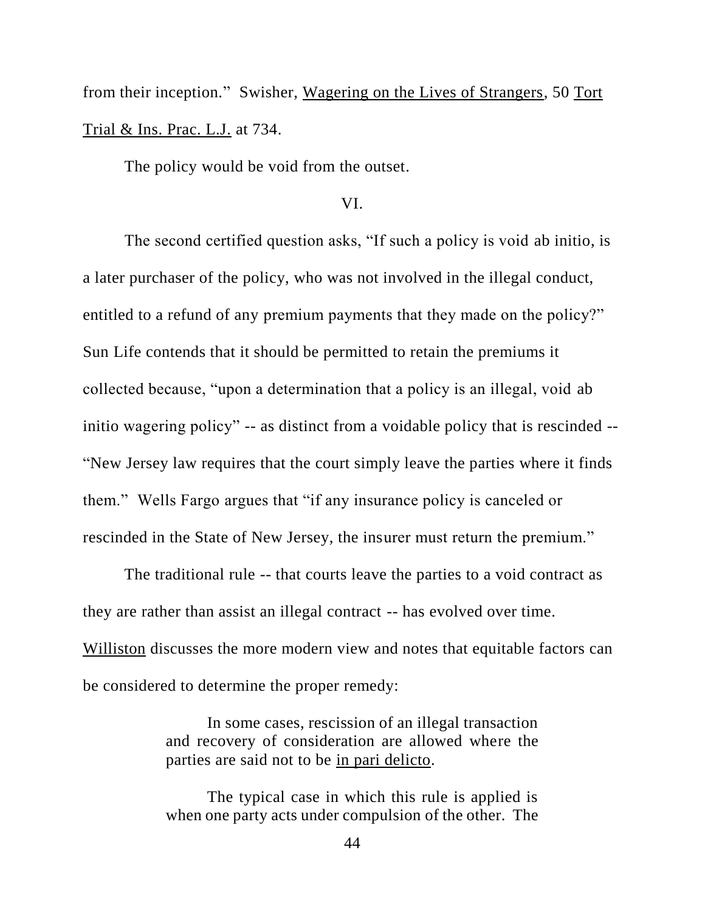from their inception." Swisher, Wagering on the Lives of Strangers, 50 Tort Trial & Ins. Prac. L.J. at 734.

The policy would be void from the outset.

VI.

The second certified question asks, "If such a policy is void ab initio, is a later purchaser of the policy, who was not involved in the illegal conduct, entitled to a refund of any premium payments that they made on the policy?" Sun Life contends that it should be permitted to retain the premiums it collected because, "upon a determination that a policy is an illegal, void ab initio wagering policy" -- as distinct from a voidable policy that is rescinded -- "New Jersey law requires that the court simply leave the parties where it finds them." Wells Fargo argues that "if any insurance policy is canceled or rescinded in the State of New Jersey, the insurer must return the premium."

The traditional rule -- that courts leave the parties to a void contract as they are rather than assist an illegal contract -- has evolved over time. Williston discusses the more modern view and notes that equitable factors can be considered to determine the proper remedy:

> In some cases, rescission of an illegal transaction and recovery of consideration are allowed where the parties are said not to be in pari delicto.
>
> The typical case in which this rule is applied is when one party acts under compulsion of the other. The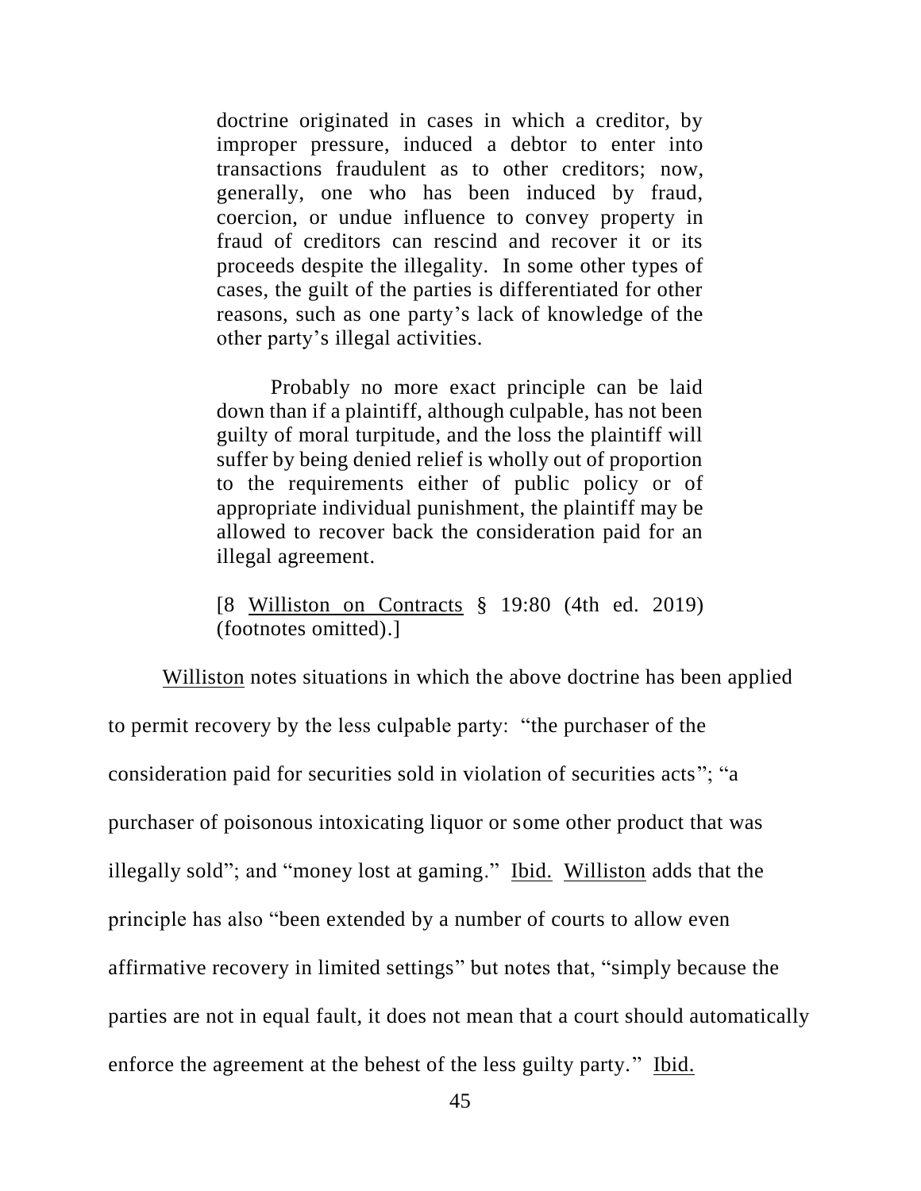> doctrine originated in cases in which a creditor, by improper pressure, induced a debtor to enter into transactions fraudulent as to other creditors; now, generally, one who has been induced by fraud, coercion, or undue influence to convey property in fraud of creditors can rescind and recover it or its proceeds despite the illegality. In some other types of cases, the guilt of the parties is differentiated for other reasons, such as one party's lack of knowledge of the other party's illegal activities.
>
> Probably no more exact principle can be laid down than if a plaintiff, although culpable, has not been guilty of moral turpitude, and the loss the plaintiff will suffer by being denied relief is wholly out of proportion to the requirements either of public policy or of appropriate individual punishment, the plaintiff may be allowed to recover back the consideration paid for an illegal agreement.
>
> [8 Williston on Contracts § 19:80 (4th ed. 2019) (footnotes omitted).]

Williston notes situations in which the above doctrine has been applied to permit recovery by the less culpable party: "the purchaser of the consideration paid for securities sold in violation of securities acts"; "a purchaser of poisonous intoxicating liquor or some other product that was illegally sold"; and "money lost at gaming." Ibid. Williston adds that the principle has also "been extended by a number of courts to allow even affirmative recovery in limited settings" but notes that, "simply because the parties are not in equal fault, it does not mean that a court should automatically enforce the agreement at the behest of the less guilty party." Ibid.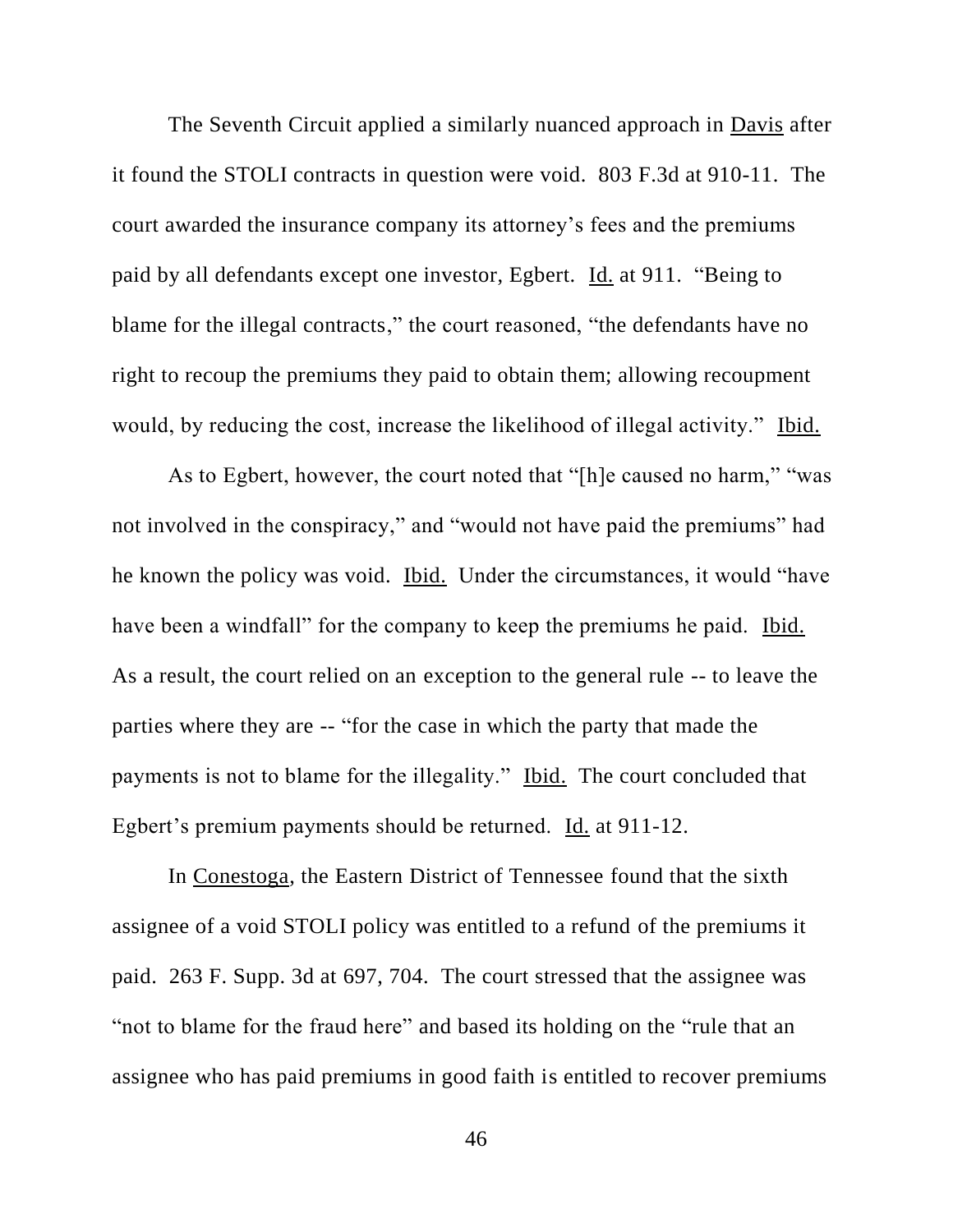The Seventh Circuit applied a similarly nuanced approach in Davis after it found the STOLI contracts in question were void. 803 F.3d at 910-11. The court awarded the insurance company its attorney's fees and the premiums paid by all defendants except one investor, Egbert. Id. at 911. "Being to blame for the illegal contracts," the court reasoned, "the defendants have no right to recoup the premiums they paid to obtain them; allowing recoupment would, by reducing the cost, increase the likelihood of illegal activity." Ibid.

As to Egbert, however, the court noted that "[h]e caused no harm," "was not involved in the conspiracy," and "would not have paid the premiums" had he known the policy was void. Ibid. Under the circumstances, it would "have have been a windfall" for the company to keep the premiums he paid. Ibid. As a result, the court relied on an exception to the general rule -- to leave the parties where they are -- "for the case in which the party that made the payments is not to blame for the illegality." Ibid. The court concluded that Egbert's premium payments should be returned. Id. at 911-12.

In Conestoga, the Eastern District of Tennessee found that the sixth assignee of a void STOLI policy was entitled to a refund of the premiums it paid. 263 F. Supp. 3d at 697, 704. The court stressed that the assignee was "not to blame for the fraud here" and based its holding on the "rule that an assignee who has paid premiums in good faith is entitled to recover premiums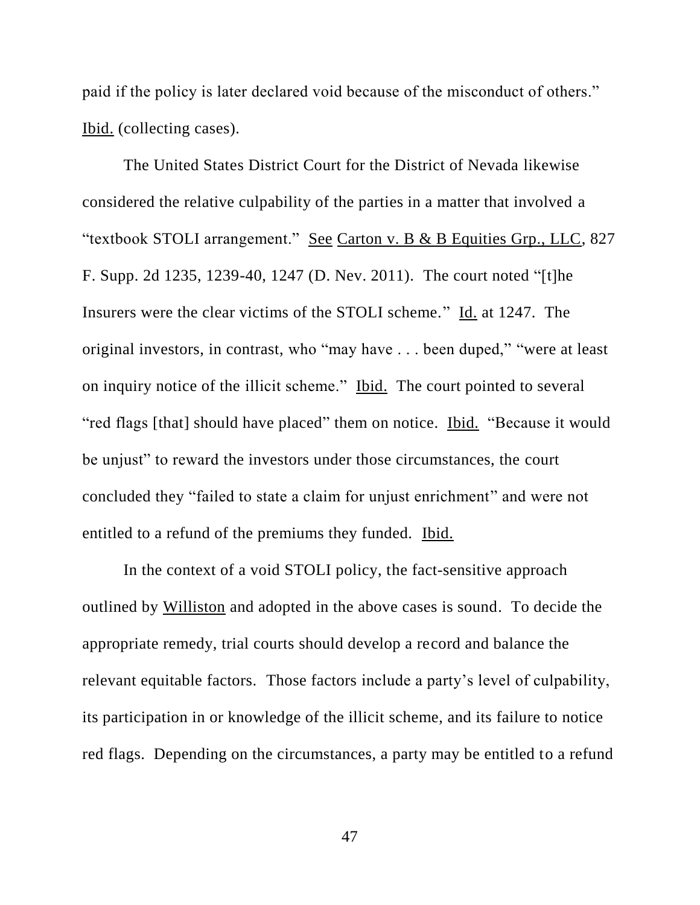paid if the policy is later declared void because of the misconduct of others." Ibid. (collecting cases).

The United States District Court for the District of Nevada likewise considered the relative culpability of the parties in a matter that involved a "textbook STOLI arrangement." See Carton v. B & B Equities Grp., LLC, 827 F. Supp. 2d 1235, 1239-40, 1247 (D. Nev. 2011). The court noted "[t]he Insurers were the clear victims of the STOLI scheme." Id. at 1247. The original investors, in contrast, who "may have . . . been duped," "were at least on inquiry notice of the illicit scheme." Ibid. The court pointed to several "red flags [that] should have placed" them on notice. Ibid. "Because it would be unjust" to reward the investors under those circumstances, the court concluded they "failed to state a claim for unjust enrichment" and were not entitled to a refund of the premiums they funded. Ibid.

In the context of a void STOLI policy, the fact-sensitive approach outlined by Williston and adopted in the above cases is sound. To decide the appropriate remedy, trial courts should develop a record and balance the relevant equitable factors. Those factors include a party's level of culpability, its participation in or knowledge of the illicit scheme, and its failure to notice red flags. Depending on the circumstances, a party may be entitled to a refund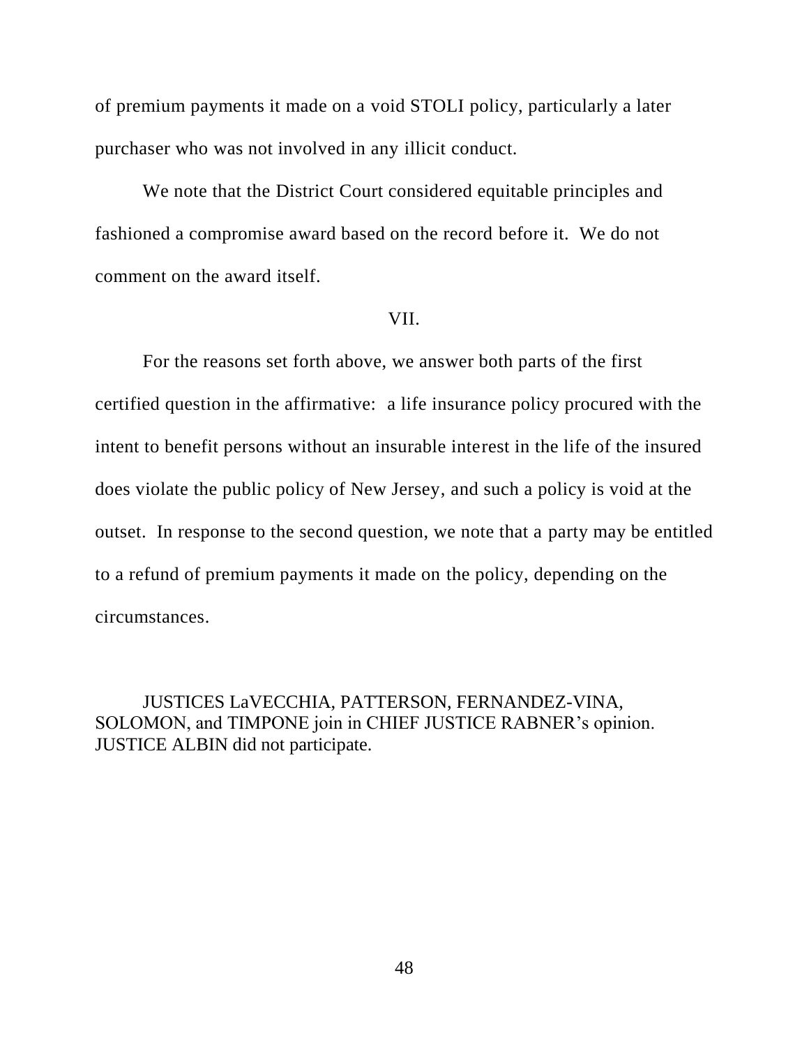of premium payments it made on a void STOLI policy, particularly a later purchaser who was not involved in any illicit conduct.

We note that the District Court considered equitable principles and fashioned a compromise award based on the record before it. We do not comment on the award itself.

## VII.

For the reasons set forth above, we answer both parts of the first certified question in the affirmative: a life insurance policy procured with the intent to benefit persons without an insurable interest in the life of the insured does violate the public policy of New Jersey, and such a policy is void at the outset. In response to the second question, we note that a party may be entitled to a refund of premium payments it made on the policy, depending on the circumstances.

JUSTICES LaVECCHIA, PATTERSON, FERNANDEZ-VINA, SOLOMON, and TIMPONE join in CHIEF JUSTICE RABNER's opinion. JUSTICE ALBIN did not participate.